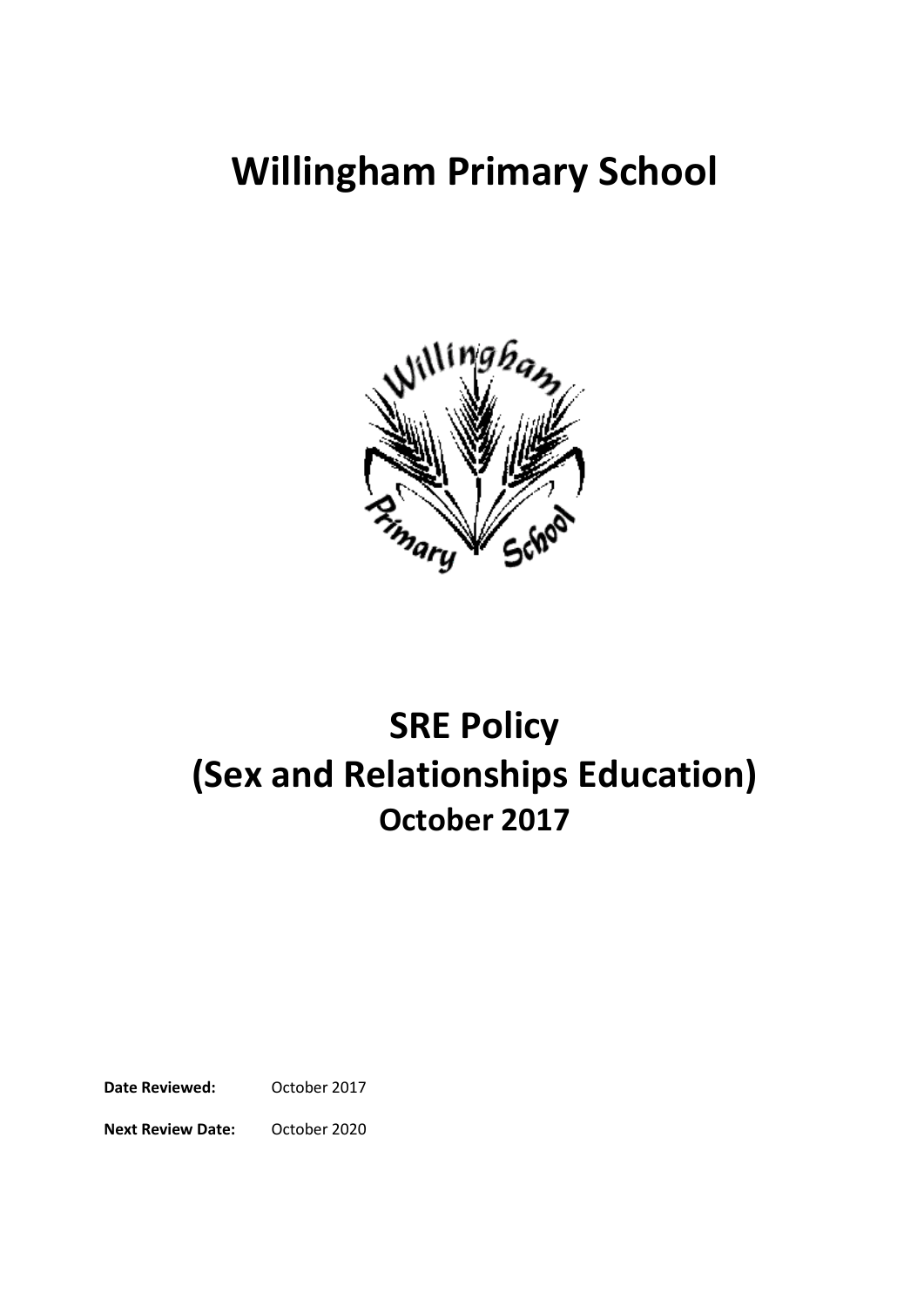# Willingham Primary School

# SRE Policy
# (Sex and Relationships Education)
## October 2017

**Date Reviewed:** October 2017

**Next Review Date:** October 2020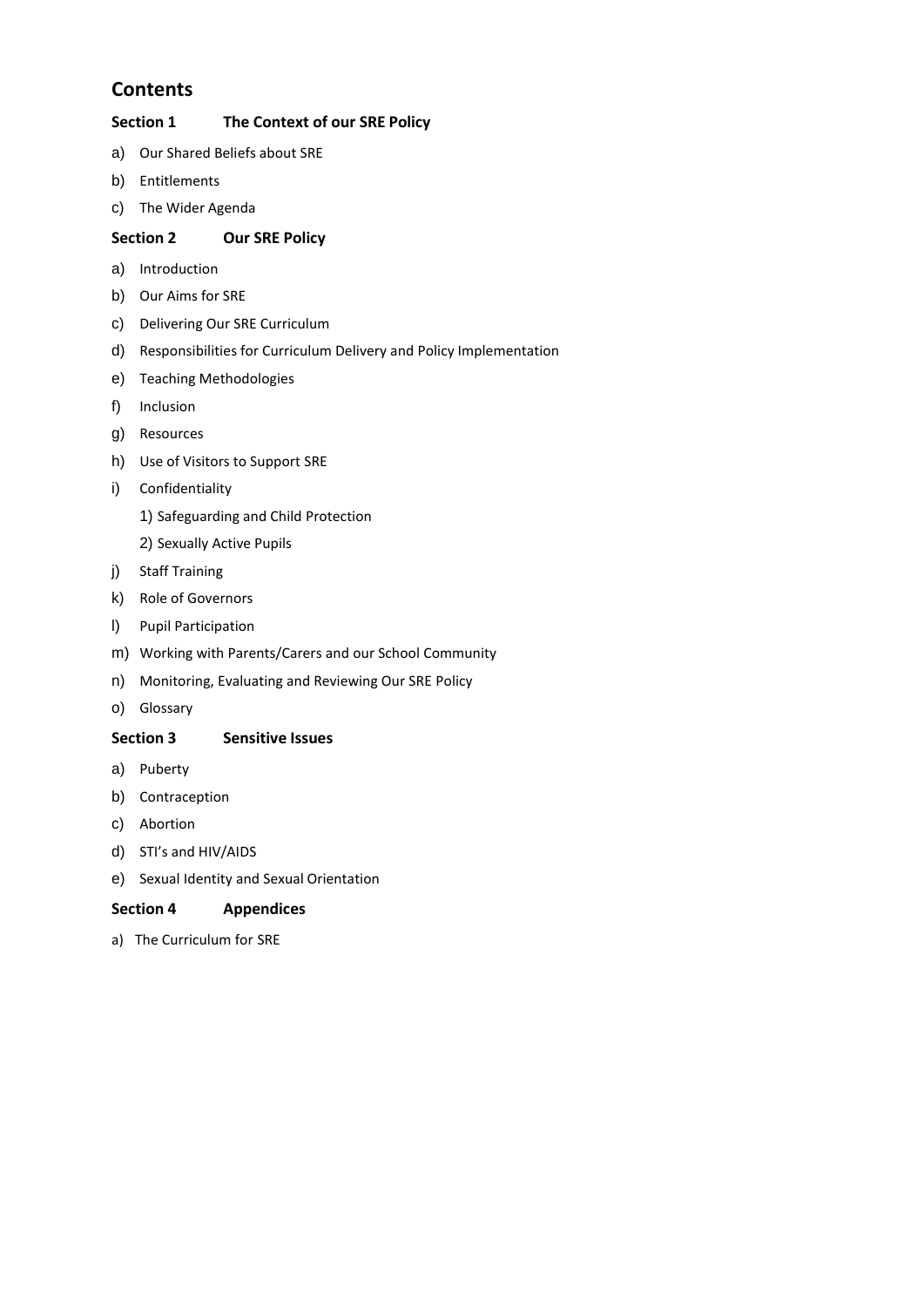# Contents

## Section 1 The Context of our SRE Policy

a) Our Shared Beliefs about SRE

b) Entitlements

c) The Wider Agenda

## Section 2 Our SRE Policy

a) Introduction

b) Our Aims for SRE

c) Delivering Our SRE Curriculum

d) Responsibilities for Curriculum Delivery and Policy Implementation

e) Teaching Methodologies

f) Inclusion

g) Resources

h) Use of Visitors to Support SRE

i) Confidentiality

   1) Safeguarding and Child Protection

   2) Sexually Active Pupils

j) Staff Training

k) Role of Governors

l) Pupil Participation

m) Working with Parents/Carers and our School Community

n) Monitoring, Evaluating and Reviewing Our SRE Policy

o) Glossary

## Section 3 Sensitive Issues

a) Puberty

b) Contraception

c) Abortion

d) STI's and HIV/AIDS

e) Sexual Identity and Sexual Orientation

## Section 4 Appendices

a) The Curriculum for SRE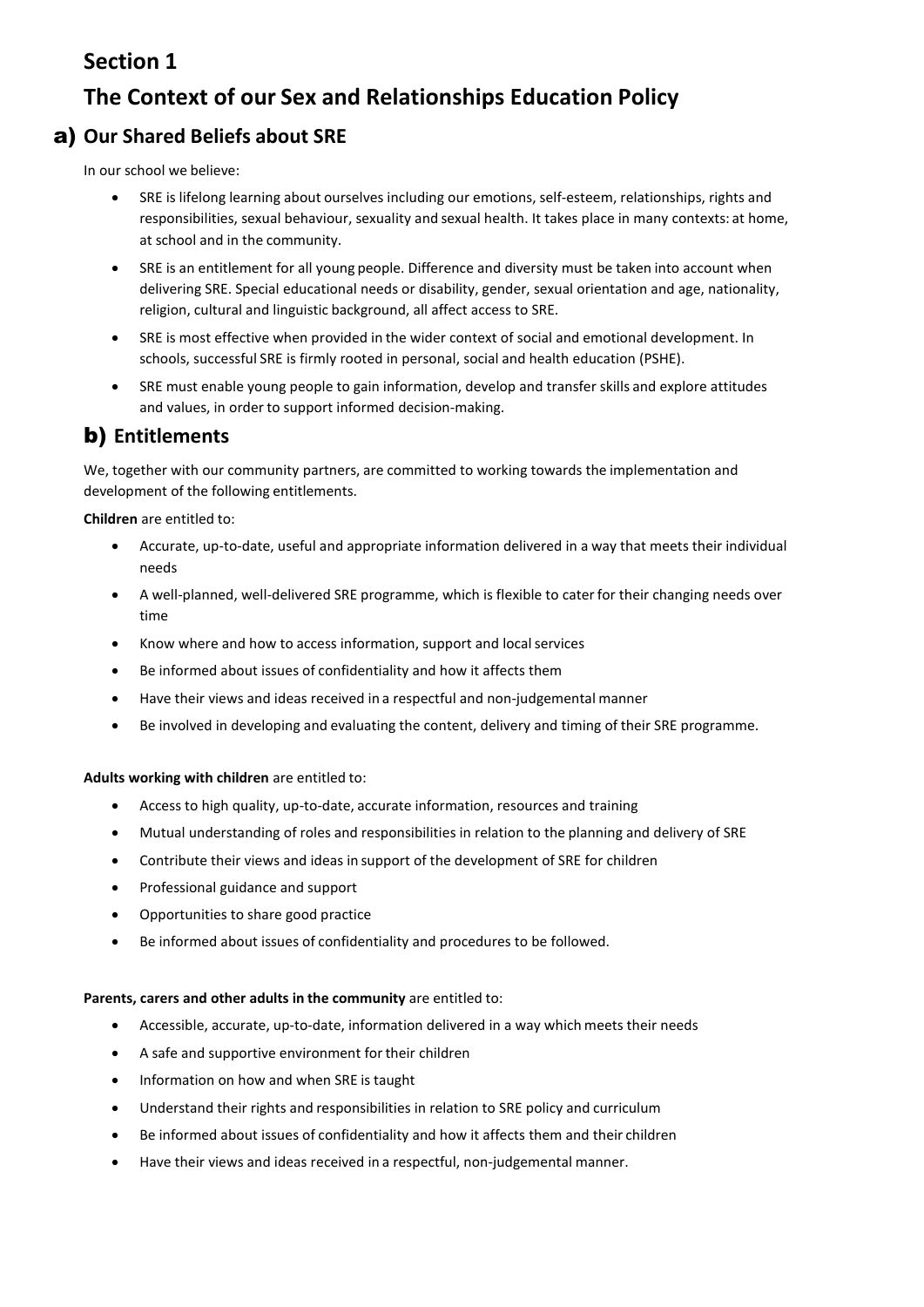# Section 1

# The Context of our Sex and Relationships Education Policy

## a) Our Shared Beliefs about SRE

In our school we believe:

- SRE is lifelong learning about ourselves including our emotions, self-esteem, relationships, rights and responsibilities, sexual behaviour, sexuality and sexual health. It takes place in many contexts: at home, at school and in the community.
- SRE is an entitlement for all young people. Difference and diversity must be taken into account when delivering SRE. Special educational needs or disability, gender, sexual orientation and age, nationality, religion, cultural and linguistic background, all affect access to SRE.
- SRE is most effective when provided in the wider context of social and emotional development. In schools, successful SRE is firmly rooted in personal, social and health education (PSHE).
- SRE must enable young people to gain information, develop and transfer skills and explore attitudes and values, in order to support informed decision-making.

## b) Entitlements

We, together with our community partners, are committed to working towards the implementation and development of the following entitlements.

**Children** are entitled to:

- Accurate, up-to-date, useful and appropriate information delivered in a way that meets their individual needs
- A well-planned, well-delivered SRE programme, which is flexible to cater for their changing needs over time
- Know where and how to access information, support and local services
- Be informed about issues of confidentiality and how it affects them
- Have their views and ideas received in a respectful and non-judgemental manner
- Be involved in developing and evaluating the content, delivery and timing of their SRE programme.

**Adults working with children** are entitled to:

- Access to high quality, up-to-date, accurate information, resources and training
- Mutual understanding of roles and responsibilities in relation to the planning and delivery of SRE
- Contribute their views and ideas in support of the development of SRE for children
- Professional guidance and support
- Opportunities to share good practice
- Be informed about issues of confidentiality and procedures to be followed.

**Parents, carers and other adults in the community** are entitled to:

- Accessible, accurate, up-to-date, information delivered in a way which meets their needs
- A safe and supportive environment for their children
- Information on how and when SRE is taught
- Understand their rights and responsibilities in relation to SRE policy and curriculum
- Be informed about issues of confidentiality and how it affects them and their children
- Have their views and ideas received in a respectful, non-judgemental manner.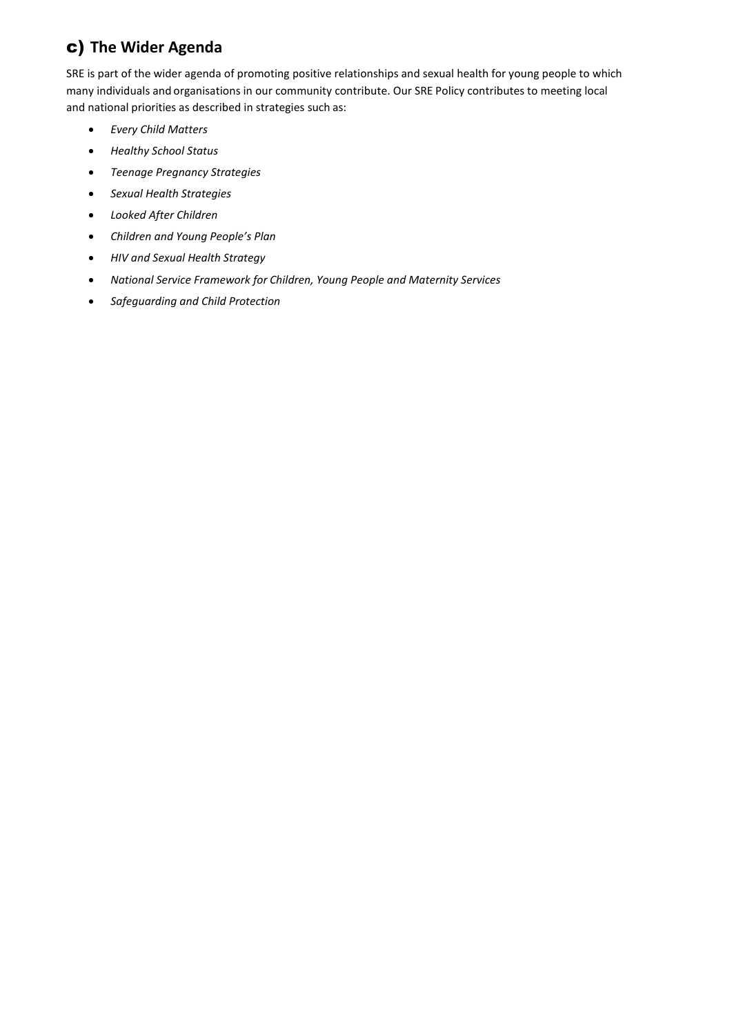## c) The Wider Agenda

SRE is part of the wider agenda of promoting positive relationships and sexual health for young people to which many individuals and organisations in our community contribute. Our SRE Policy contributes to meeting local and national priorities as described in strategies such as:

- *Every Child Matters*
- *Healthy School Status*
- *Teenage Pregnancy Strategies*
- *Sexual Health Strategies*
- *Looked After Children*
- *Children and Young People's Plan*
- *HIV and Sexual Health Strategy*
- *National Service Framework for Children, Young People and Maternity Services*
- *Safeguarding and Child Protection*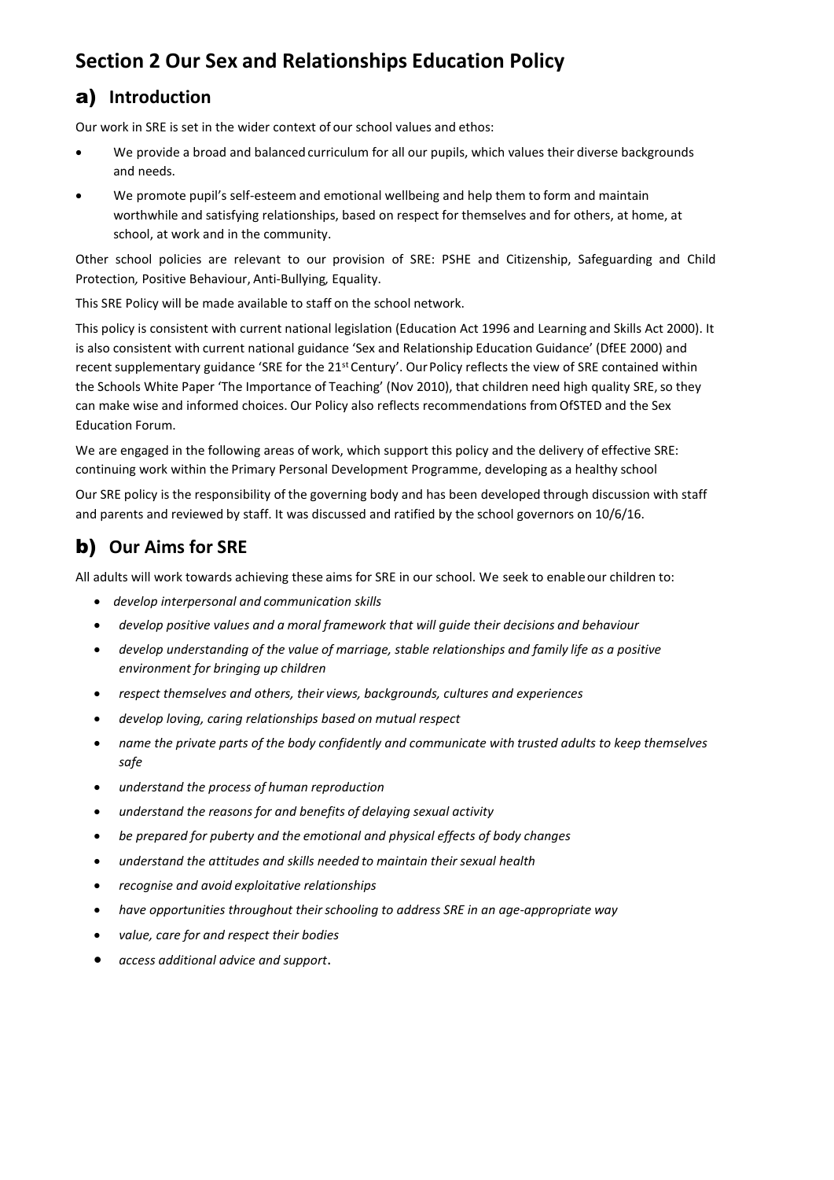# Section 2 Our Sex and Relationships Education Policy

## a) Introduction

Our work in SRE is set in the wider context of our school values and ethos:

- We provide a broad and balanced curriculum for all our pupils, which values their diverse backgrounds and needs.
- We promote pupil's self-esteem and emotional wellbeing and help them to form and maintain worthwhile and satisfying relationships, based on respect for themselves and for others, at home, at school, at work and in the community.

Other school policies are relevant to our provision of SRE: PSHE and Citizenship, Safeguarding and Child Protection, Positive Behaviour, Anti-Bullying, Equality.

This SRE Policy will be made available to staff on the school network.

This policy is consistent with current national legislation (Education Act 1996 and Learning and Skills Act 2000). It is also consistent with current national guidance 'Sex and Relationship Education Guidance' (DfEE 2000) and recent supplementary guidance 'SRE for the 21st Century'. Our Policy reflects the view of SRE contained within the Schools White Paper 'The Importance of Teaching' (Nov 2010), that children need high quality SRE, so they can make wise and informed choices. Our Policy also reflects recommendations from OfSTED and the Sex Education Forum.

We are engaged in the following areas of work, which support this policy and the delivery of effective SRE: continuing work within the Primary Personal Development Programme, developing as a healthy school

Our SRE policy is the responsibility of the governing body and has been developed through discussion with staff and parents and reviewed by staff. It was discussed and ratified by the school governors on 10/6/16.

## b) Our Aims for SRE

All adults will work towards achieving these aims for SRE in our school. We seek to enable our children to:

- *develop interpersonal and communication skills*
- *develop positive values and a moral framework that will guide their decisions and behaviour*
- *develop understanding of the value of marriage, stable relationships and family life as a positive environment for bringing up children*
- *respect themselves and others, their views, backgrounds, cultures and experiences*
- *develop loving, caring relationships based on mutual respect*
- *name the private parts of the body confidently and communicate with trusted adults to keep themselves safe*
- *understand the process of human reproduction*
- *understand the reasons for and benefits of delaying sexual activity*
- *be prepared for puberty and the emotional and physical effects of body changes*
- *understand the attitudes and skills needed to maintain their sexual health*
- *recognise and avoid exploitative relationships*
- *have opportunities throughout their schooling to address SRE in an age-appropriate way*
- *value, care for and respect their bodies*
- *access additional advice and support*.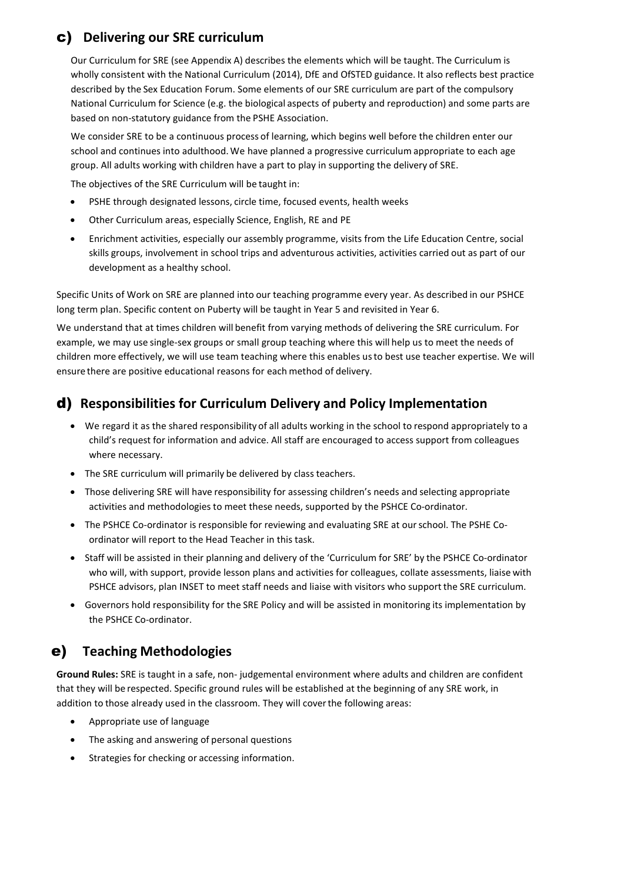## c) Delivering our SRE curriculum

Our Curriculum for SRE (see Appendix A) describes the elements which will be taught. The Curriculum is wholly consistent with the National Curriculum (2014), DfE and OfSTED guidance. It also reflects best practice described by the Sex Education Forum. Some elements of our SRE curriculum are part of the compulsory National Curriculum for Science (e.g. the biological aspects of puberty and reproduction) and some parts are based on non-statutory guidance from the PSHE Association.

We consider SRE to be a continuous process of learning, which begins well before the children enter our school and continues into adulthood. We have planned a progressive curriculum appropriate to each age group. All adults working with children have a part to play in supporting the delivery of SRE.

The objectives of the SRE Curriculum will be taught in:

- PSHE through designated lessons, circle time, focused events, health weeks
- Other Curriculum areas, especially Science, English, RE and PE
- Enrichment activities, especially our assembly programme, visits from the Life Education Centre, social skills groups, involvement in school trips and adventurous activities, activities carried out as part of our development as a healthy school.

Specific Units of Work on SRE are planned into our teaching programme every year. As described in our PSHCE long term plan. Specific content on Puberty will be taught in Year 5 and revisited in Year 6.

We understand that at times children will benefit from varying methods of delivering the SRE curriculum. For example, we may use single-sex groups or small group teaching where this will help us to meet the needs of children more effectively, we will use team teaching where this enables us to best use teacher expertise. We will ensure there are positive educational reasons for each method of delivery.

## d) Responsibilities for Curriculum Delivery and Policy Implementation

- We regard it as the shared responsibility of all adults working in the school to respond appropriately to a child's request for information and advice. All staff are encouraged to access support from colleagues where necessary.
- The SRE curriculum will primarily be delivered by class teachers.
- Those delivering SRE will have responsibility for assessing children's needs and selecting appropriate activities and methodologies to meet these needs, supported by the PSHCE Co-ordinator.
- The PSHCE Co-ordinator is responsible for reviewing and evaluating SRE at our school. The PSHE Co-ordinator will report to the Head Teacher in this task.
- Staff will be assisted in their planning and delivery of the 'Curriculum for SRE' by the PSHCE Co-ordinator who will, with support, provide lesson plans and activities for colleagues, collate assessments, liaise with PSHCE advisors, plan INSET to meet staff needs and liaise with visitors who support the SRE curriculum.
- Governors hold responsibility for the SRE Policy and will be assisted in monitoring its implementation by the PSHCE Co-ordinator.

## e) Teaching Methodologies

**Ground Rules:** SRE is taught in a safe, non- judgemental environment where adults and children are confident that they will be respected. Specific ground rules will be established at the beginning of any SRE work, in addition to those already used in the classroom. They will cover the following areas:

- Appropriate use of language
- The asking and answering of personal questions
- Strategies for checking or accessing information.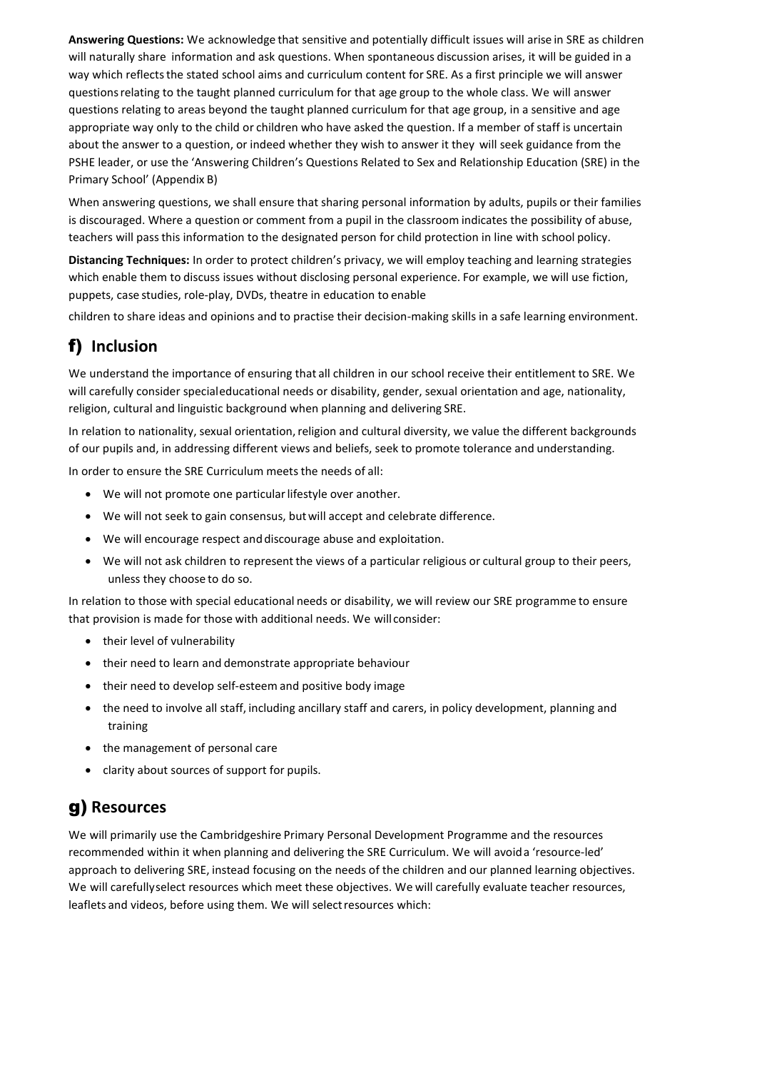**Answering Questions:** We acknowledge that sensitive and potentially difficult issues will arise in SRE as children will naturally share information and ask questions. When spontaneous discussion arises, it will be guided in a way which reflects the stated school aims and curriculum content for SRE. As a first principle we will answer questions relating to the taught planned curriculum for that age group to the whole class. We will answer questions relating to areas beyond the taught planned curriculum for that age group, in a sensitive and age appropriate way only to the child or children who have asked the question. If a member of staff is uncertain about the answer to a question, or indeed whether they wish to answer it they will seek guidance from the PSHE leader, or use the 'Answering Children's Questions Related to Sex and Relationship Education (SRE) in the Primary School' (Appendix B)

When answering questions, we shall ensure that sharing personal information by adults, pupils or their families is discouraged. Where a question or comment from a pupil in the classroom indicates the possibility of abuse, teachers will pass this information to the designated person for child protection in line with school policy.

**Distancing Techniques:** In order to protect children's privacy, we will employ teaching and learning strategies which enable them to discuss issues without disclosing personal experience. For example, we will use fiction, puppets, case studies, role-play, DVDs, theatre in education to enable

children to share ideas and opinions and to practise their decision-making skills in a safe learning environment.

## f) Inclusion

We understand the importance of ensuring that all children in our school receive their entitlement to SRE. We will carefully consider special educational needs or disability, gender, sexual orientation and age, nationality, religion, cultural and linguistic background when planning and delivering SRE.

In relation to nationality, sexual orientation, religion and cultural diversity, we value the different backgrounds of our pupils and, in addressing different views and beliefs, seek to promote tolerance and understanding.

In order to ensure the SRE Curriculum meets the needs of all:

- We will not promote one particular lifestyle over another.
- We will not seek to gain consensus, but will accept and celebrate difference.
- We will encourage respect and discourage abuse and exploitation.
- We will not ask children to represent the views of a particular religious or cultural group to their peers, unless they choose to do so.

In relation to those with special educational needs or disability, we will review our SRE programme to ensure that provision is made for those with additional needs. We will consider:

- their level of vulnerability
- their need to learn and demonstrate appropriate behaviour
- their need to develop self-esteem and positive body image
- the need to involve all staff, including ancillary staff and carers, in policy development, planning and training
- the management of personal care
- clarity about sources of support for pupils.

## g) Resources

We will primarily use the Cambridgeshire Primary Personal Development Programme and the resources recommended within it when planning and delivering the SRE Curriculum. We will avoid a 'resource-led' approach to delivering SRE, instead focusing on the needs of the children and our planned learning objectives. We will carefully select resources which meet these objectives. We will carefully evaluate teacher resources, leaflets and videos, before using them. We will select resources which: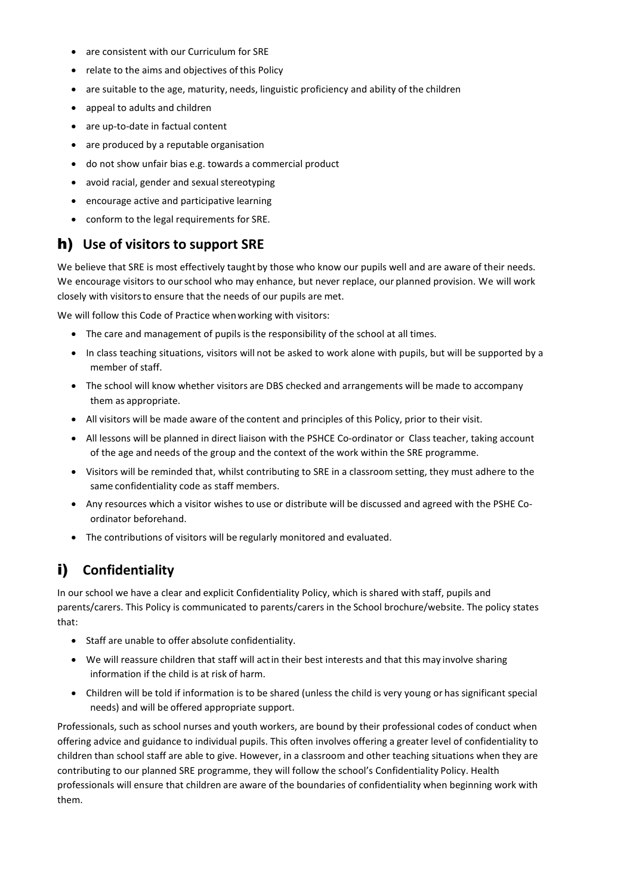- are consistent with our Curriculum for SRE
- relate to the aims and objectives of this Policy
- are suitable to the age, maturity, needs, linguistic proficiency and ability of the children
- appeal to adults and children
- are up-to-date in factual content
- are produced by a reputable organisation
- do not show unfair bias e.g. towards a commercial product
- avoid racial, gender and sexual stereotyping
- encourage active and participative learning
- conform to the legal requirements for SRE.

## h) Use of visitors to support SRE

We believe that SRE is most effectively taught by those who know our pupils well and are aware of their needs. We encourage visitors to our school who may enhance, but never replace, our planned provision. We will work closely with visitors to ensure that the needs of our pupils are met.

We will follow this Code of Practice when working with visitors:

- The care and management of pupils is the responsibility of the school at all times.
- In class teaching situations, visitors will not be asked to work alone with pupils, but will be supported by a member of staff.
- The school will know whether visitors are DBS checked and arrangements will be made to accompany them as appropriate.
- All visitors will be made aware of the content and principles of this Policy, prior to their visit.
- All lessons will be planned in direct liaison with the PSHCE Co-ordinator or Class teacher, taking account of the age and needs of the group and the context of the work within the SRE programme.
- Visitors will be reminded that, whilst contributing to SRE in a classroom setting, they must adhere to the same confidentiality code as staff members.
- Any resources which a visitor wishes to use or distribute will be discussed and agreed with the PSHE Co-ordinator beforehand.
- The contributions of visitors will be regularly monitored and evaluated.

## i) Confidentiality

In our school we have a clear and explicit Confidentiality Policy, which is shared with staff, pupils and parents/carers. This Policy is communicated to parents/carers in the School brochure/website. The policy states that:

- Staff are unable to offer absolute confidentiality.
- We will reassure children that staff will act in their best interests and that this may involve sharing information if the child is at risk of harm.
- Children will be told if information is to be shared (unless the child is very young or has significant special needs) and will be offered appropriate support.

Professionals, such as school nurses and youth workers, are bound by their professional codes of conduct when offering advice and guidance to individual pupils. This often involves offering a greater level of confidentiality to children than school staff are able to give. However, in a classroom and other teaching situations when they are contributing to our planned SRE programme, they will follow the school's Confidentiality Policy. Health professionals will ensure that children are aware of the boundaries of confidentiality when beginning work with them.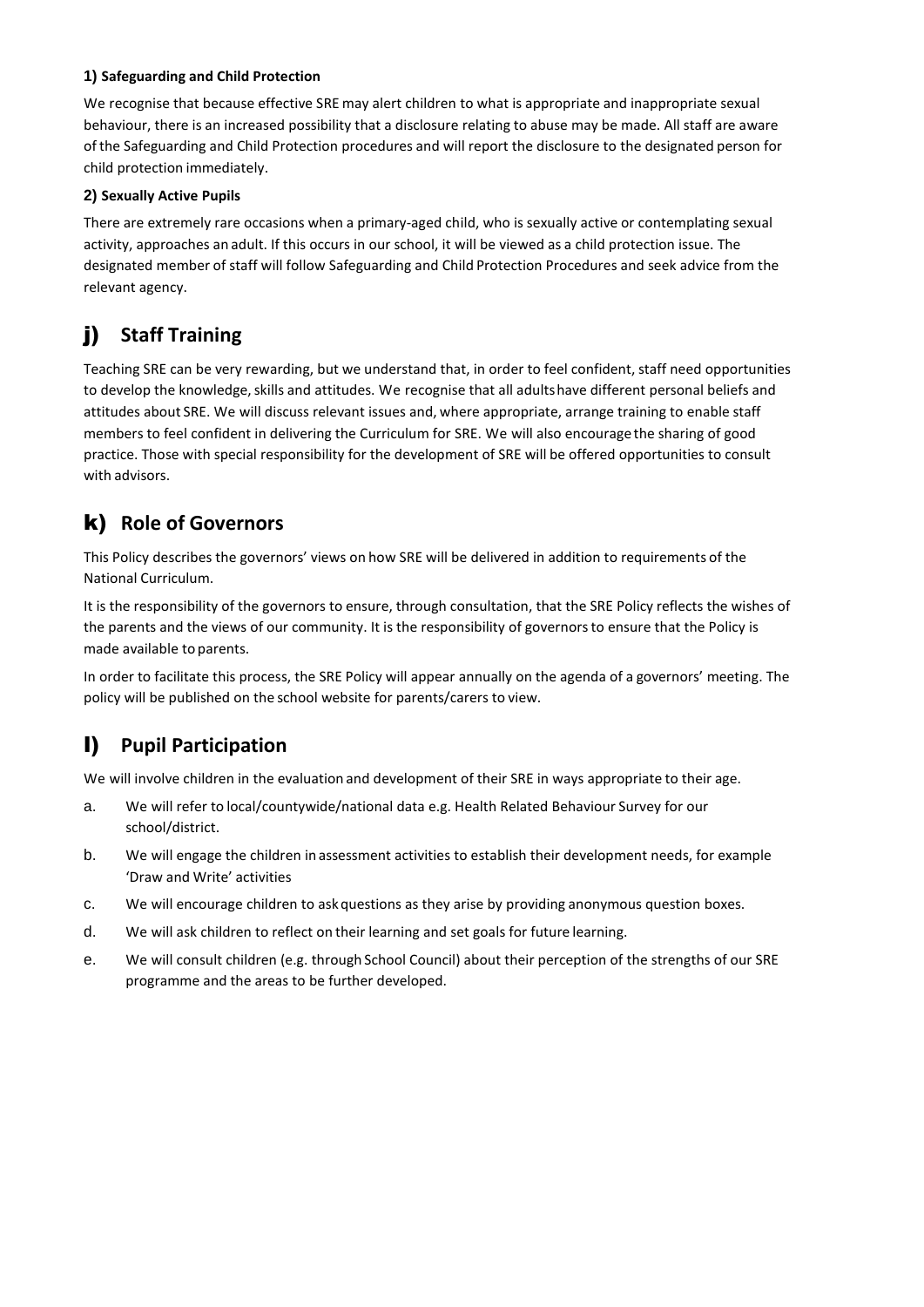#### 1) Safeguarding and Child Protection

We recognise that because effective SRE may alert children to what is appropriate and inappropriate sexual behaviour, there is an increased possibility that a disclosure relating to abuse may be made. All staff are aware of the Safeguarding and Child Protection procedures and will report the disclosure to the designated person for child protection immediately.

#### 2) Sexually Active Pupils

There are extremely rare occasions when a primary-aged child, who is sexually active or contemplating sexual activity, approaches an adult. If this occurs in our school, it will be viewed as a child protection issue. The designated member of staff will follow Safeguarding and Child Protection Procedures and seek advice from the relevant agency.

## j) Staff Training

Teaching SRE can be very rewarding, but we understand that, in order to feel confident, staff need opportunities to develop the knowledge, skills and attitudes. We recognise that all adults have different personal beliefs and attitudes about SRE. We will discuss relevant issues and, where appropriate, arrange training to enable staff members to feel confident in delivering the Curriculum for SRE. We will also encourage the sharing of good practice. Those with special responsibility for the development of SRE will be offered opportunities to consult with advisors.

## k) Role of Governors

This Policy describes the governors' views on how SRE will be delivered in addition to requirements of the National Curriculum.

It is the responsibility of the governors to ensure, through consultation, that the SRE Policy reflects the wishes of the parents and the views of our community. It is the responsibility of governors to ensure that the Policy is made available to parents.

In order to facilitate this process, the SRE Policy will appear annually on the agenda of a governors' meeting. The policy will be published on the school website for parents/carers to view.

## l) Pupil Participation

We will involve children in the evaluation and development of their SRE in ways appropriate to their age.

a. We will refer to local/countywide/national data e.g. Health Related Behaviour Survey for our school/district.

b. We will engage the children in assessment activities to establish their development needs, for example 'Draw and Write' activities

c. We will encourage children to ask questions as they arise by providing anonymous question boxes.

d. We will ask children to reflect on their learning and set goals for future learning.

e. We will consult children (e.g. through School Council) about their perception of the strengths of our SRE programme and the areas to be further developed.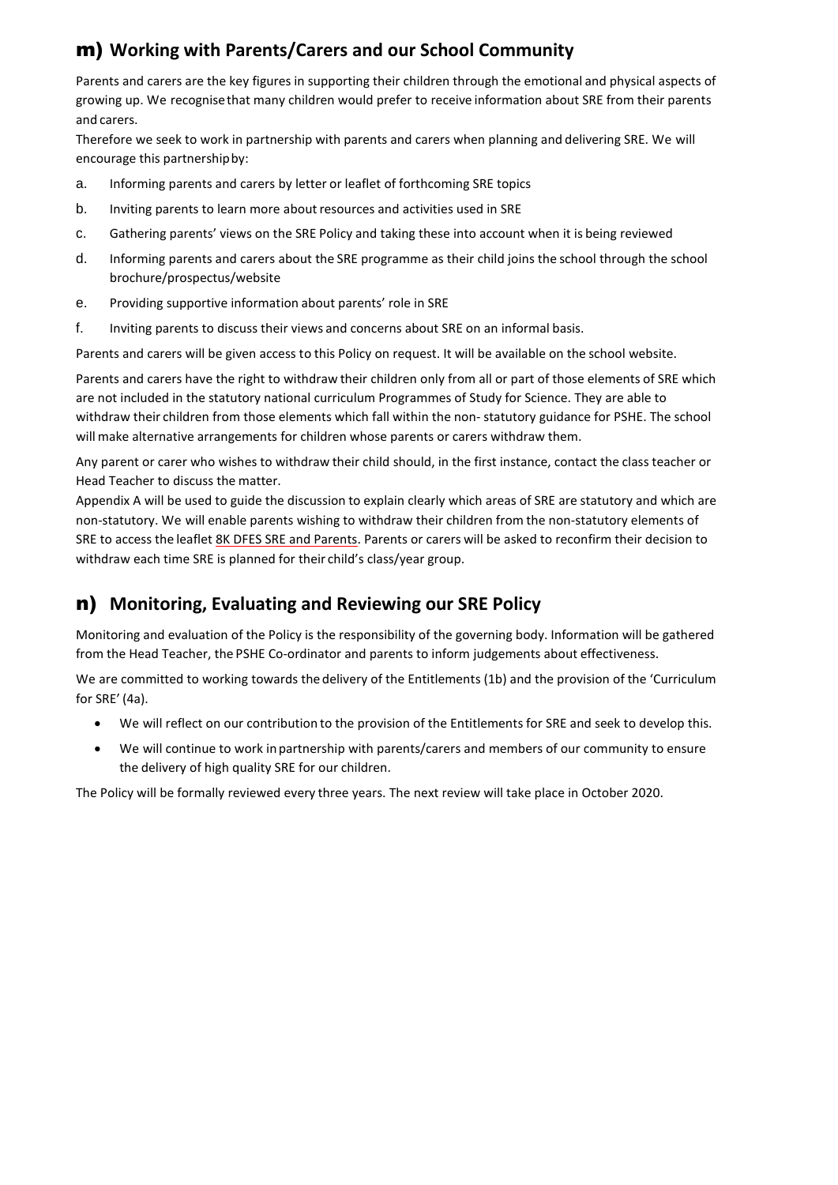## m) Working with Parents/Carers and our School Community

Parents and carers are the key figures in supporting their children through the emotional and physical aspects of growing up. We recognise that many children would prefer to receive information about SRE from their parents and carers.

Therefore we seek to work in partnership with parents and carers when planning and delivering SRE. We will encourage this partnership by:

a. Informing parents and carers by letter or leaflet of forthcoming SRE topics
b. Inviting parents to learn more about resources and activities used in SRE
c. Gathering parents' views on the SRE Policy and taking these into account when it is being reviewed
d. Informing parents and carers about the SRE programme as their child joins the school through the school brochure/prospectus/website
e. Providing supportive information about parents' role in SRE
f. Inviting parents to discuss their views and concerns about SRE on an informal basis.

Parents and carers will be given access to this Policy on request. It will be available on the school website.

Parents and carers have the right to withdraw their children only from all or part of those elements of SRE which are not included in the statutory national curriculum Programmes of Study for Science. They are able to withdraw their children from those elements which fall within the non- statutory guidance for PSHE. The school will make alternative arrangements for children whose parents or carers withdraw them.

Any parent or carer who wishes to withdraw their child should, in the first instance, contact the class teacher or Head Teacher to discuss the matter.

Appendix A will be used to guide the discussion to explain clearly which areas of SRE are statutory and which are non-statutory. We will enable parents wishing to withdraw their children from the non-statutory elements of SRE to access the leaflet 8K DFES SRE and Parents. Parents or carers will be asked to reconfirm their decision to withdraw each time SRE is planned for their child's class/year group.

## n) Monitoring, Evaluating and Reviewing our SRE Policy

Monitoring and evaluation of the Policy is the responsibility of the governing body. Information will be gathered from the Head Teacher, the PSHE Co-ordinator and parents to inform judgements about effectiveness.

We are committed to working towards the delivery of the Entitlements (1b) and the provision of the 'Curriculum for SRE' (4a).

- We will reflect on our contribution to the provision of the Entitlements for SRE and seek to develop this.
- We will continue to work in partnership with parents/carers and members of our community to ensure the delivery of high quality SRE for our children.

The Policy will be formally reviewed every three years. The next review will take place in October 2020.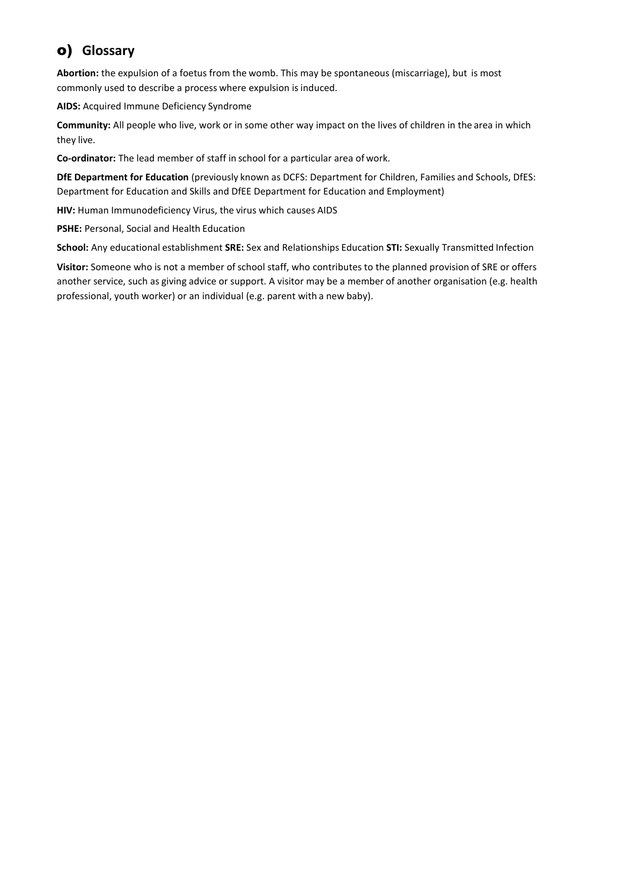## o) Glossary

**Abortion:** the expulsion of a foetus from the womb. This may be spontaneous (miscarriage), but is most commonly used to describe a process where expulsion is induced.

**AIDS:** Acquired Immune Deficiency Syndrome

**Community:** All people who live, work or in some other way impact on the lives of children in the area in which they live.

**Co-ordinator:** The lead member of staff in school for a particular area of work.

**DfE Department for Education** (previously known as DCFS: Department for Children, Families and Schools, DfES: Department for Education and Skills and DfEE Department for Education and Employment)

**HIV:** Human Immunodeficiency Virus, the virus which causes AIDS

**PSHE:** Personal, Social and Health Education

**School:** Any educational establishment **SRE:** Sex and Relationships Education **STI:** Sexually Transmitted Infection

**Visitor:** Someone who is not a member of school staff, who contributes to the planned provision of SRE or offers another service, such as giving advice or support. A visitor may be a member of another organisation (e.g. health professional, youth worker) or an individual (e.g. parent with a new baby).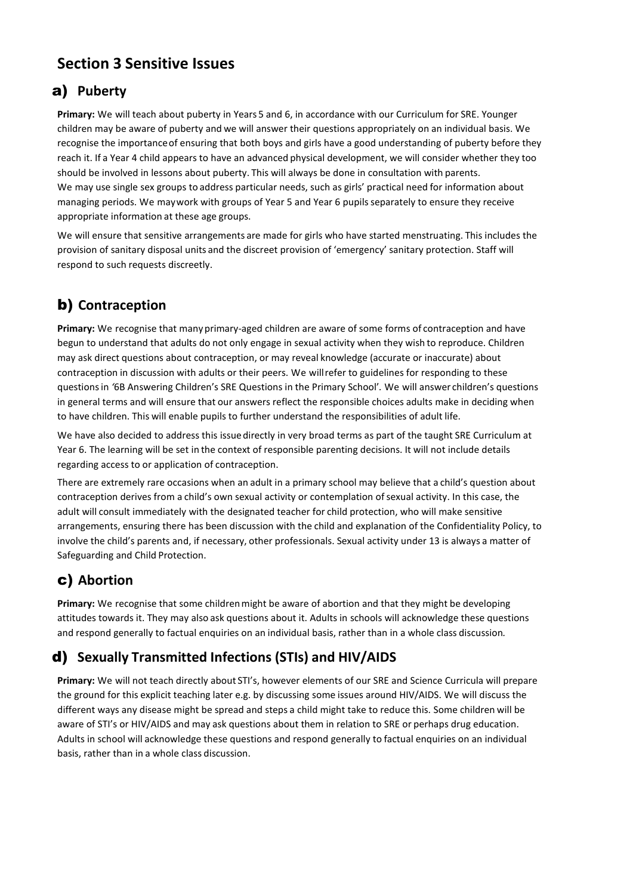## Section 3 Sensitive Issues

### a) Puberty

**Primary:** We will teach about puberty in Years 5 and 6, in accordance with our Curriculum for SRE. Younger children may be aware of puberty and we will answer their questions appropriately on an individual basis. We recognise the importance of ensuring that both boys and girls have a good understanding of puberty before they reach it. If a Year 4 child appears to have an advanced physical development, we will consider whether they too should be involved in lessons about puberty. This will always be done in consultation with parents.
We may use single sex groups to address particular needs, such as girls' practical need for information about managing periods. We may work with groups of Year 5 and Year 6 pupils separately to ensure they receive appropriate information at these age groups.

We will ensure that sensitive arrangements are made for girls who have started menstruating. This includes the provision of sanitary disposal units and the discreet provision of 'emergency' sanitary protection. Staff will respond to such requests discreetly.

### b) Contraception

**Primary:** We recognise that many primary-aged children are aware of some forms of contraception and have begun to understand that adults do not only engage in sexual activity when they wish to reproduce. Children may ask direct questions about contraception, or may reveal knowledge (accurate or inaccurate) about contraception in discussion with adults or their peers. We will refer to guidelines for responding to these questions in *'6B Answering Children's SRE Questions in the Primary School'*. We will answer children's questions in general terms and will ensure that our answers reflect the responsible choices adults make in deciding when to have children. This will enable pupils to further understand the responsibilities of adult life.

We have also decided to address this issue directly in very broad terms as part of the taught SRE Curriculum at Year 6. The learning will be set in the context of responsible parenting decisions. It will not include details regarding access to or application of contraception.

There are extremely rare occasions when an adult in a primary school may believe that a child's question about contraception derives from a child's own sexual activity or contemplation of sexual activity. In this case, the adult will consult immediately with the designated teacher for child protection, who will make sensitive arrangements, ensuring there has been discussion with the child and explanation of the Confidentiality Policy, to involve the child's parents and, if necessary, other professionals. Sexual activity under 13 is always a matter of Safeguarding and Child Protection.

### c) Abortion

**Primary:** We recognise that some children might be aware of abortion and that they might be developing attitudes towards it. They may also ask questions about it. Adults in schools will acknowledge these questions and respond generally to factual enquiries on an individual basis, rather than in a whole class discussion.

### d) Sexually Transmitted Infections (STIs) and HIV/AIDS

**Primary:** We will not teach directly about STI's, however elements of our SRE and Science Curricula will prepare the ground for this explicit teaching later e.g. by discussing some issues around HIV/AIDS. We will discuss the different ways any disease might be spread and steps a child might take to reduce this. Some children will be aware of STI's or HIV/AIDS and may ask questions about them in relation to SRE or perhaps drug education. Adults in school will acknowledge these questions and respond generally to factual enquiries on an individual basis, rather than in a whole class discussion.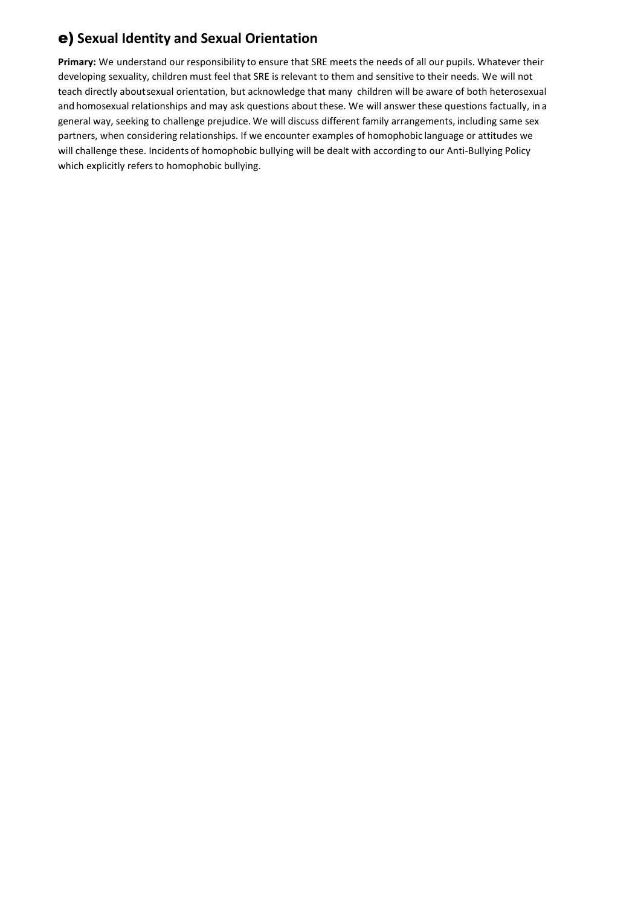## e) Sexual Identity and Sexual Orientation

**Primary:** We understand our responsibility to ensure that SRE meets the needs of all our pupils. Whatever their developing sexuality, children must feel that SRE is relevant to them and sensitive to their needs. We will not teach directly about sexual orientation, but acknowledge that many children will be aware of both heterosexual and homosexual relationships and may ask questions about these. We will answer these questions factually, in a general way, seeking to challenge prejudice. We will discuss different family arrangements, including same sex partners, when considering relationships. If we encounter examples of homophobic language or attitudes we will challenge these. Incidents of homophobic bullying will be dealt with according to our Anti-Bullying Policy which explicitly refers to homophobic bullying.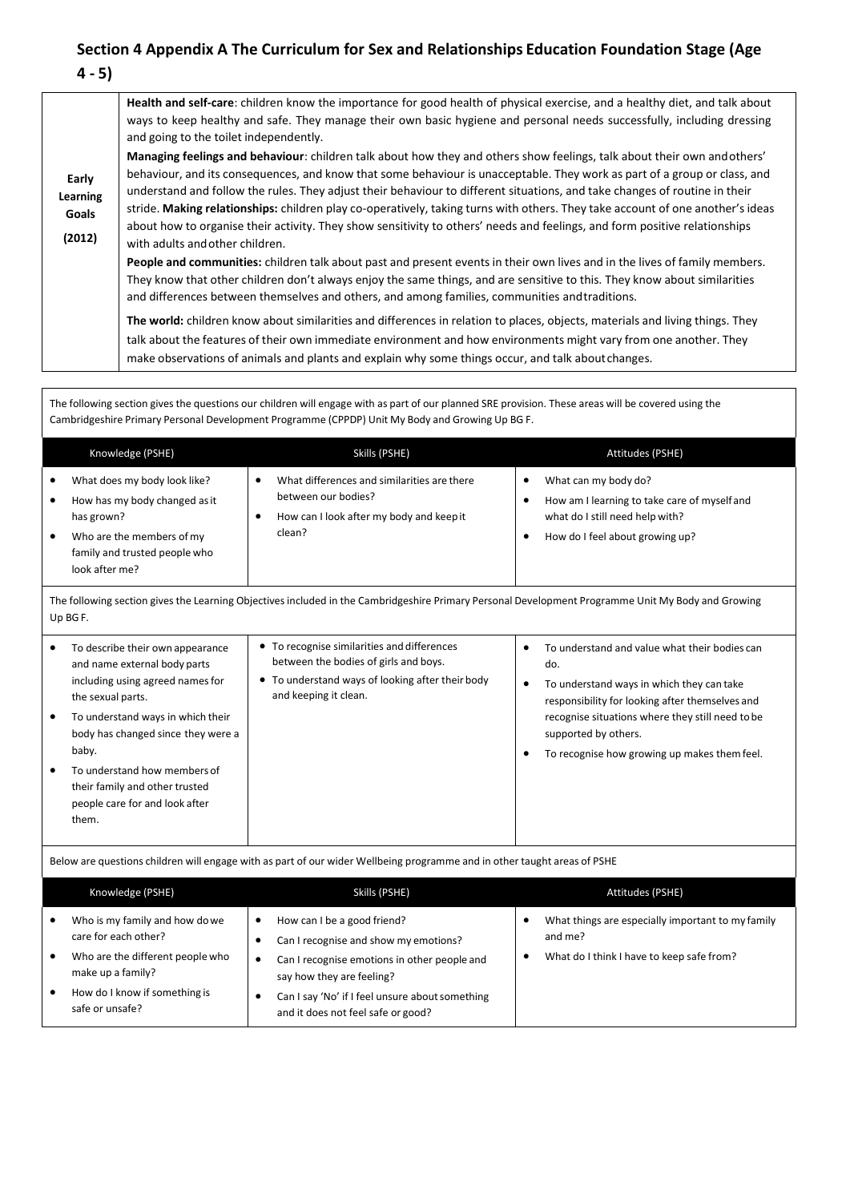## Section 4 Appendix A The Curriculum for Sex and Relationships Education Foundation Stage (Age 4 - 5)

| **Early Learning Goals (2012)** | **Health and self-care**: children know the importance for good health of physical exercise, and a healthy diet, and talk about ways to keep healthy and safe. They manage their own basic hygiene and personal needs successfully, including dressing and going to the toilet independently.<br>**Managing feelings and behaviour**: children talk about how they and others show feelings, talk about their own and others' behaviour, and its consequences, and know that some behaviour is unacceptable. They work as part of a group or class, and understand and follow the rules. They adjust their behaviour to different situations, and take changes of routine in their stride. **Making relationships:** children play co-operatively, taking turns with others. They take account of one another's ideas about how to organise their activity. They show sensitivity to others' needs and feelings, and form positive relationships with adults and other children.<br>**People and communities:** children talk about past and present events in their own lives and in the lives of family members. They know that other children don't always enjoy the same things, and are sensitive to this. They know about similarities and differences between themselves and others, and among families, communities and traditions.<br>**The world:** children know about similarities and differences in relation to places, objects, materials and living things. They talk about the features of their own immediate environment and how environments might vary from one another. They make observations of animals and plants and explain why some things occur, and talk about changes. |
|---|---|

The following section gives the questions our children will engage with as part of our planned SRE provision. These areas will be covered using the Cambridgeshire Primary Personal Development Programme (CPPDP) Unit My Body and Growing Up BG F.

| Knowledge (PSHE) | Skills (PSHE) | Attitudes (PSHE) |
|---|---|---|
| • What does my body look like?<br>• How has my body changed as it has grown?<br>• Who are the members of my family and trusted people who look after me? | • What differences and similarities are there between our bodies?<br>• How can I look after my body and keep it clean? | • What can my body do?<br>• How am I learning to take care of myself and what do I still need help with?<br>• How do I feel about growing up? |

The following section gives the Learning Objectives included in the Cambridgeshire Primary Personal Development Programme Unit My Body and Growing Up BG F.

| | | |
|---|---|---|
| • To describe their own appearance and name external body parts including using agreed names for the sexual parts.<br>• To understand ways in which their body has changed since they were a baby.<br>• To understand how members of their family and other trusted people care for and look after them. | • To recognise similarities and differences between the bodies of girls and boys.<br>• To understand ways of looking after their body and keeping it clean. | • To understand and value what their bodies can do.<br>• To understand ways in which they can take responsibility for looking after themselves and recognise situations where they still need to be supported by others.<br>• To recognise how growing up makes them feel. |

Below are questions children will engage with as part of our wider Wellbeing programme and in other taught areas of PSHE

| Knowledge (PSHE) | Skills (PSHE) | Attitudes (PSHE) |
|---|---|---|
| • Who is my family and how do we care for each other?<br>• Who are the different people who make up a family?<br>• How do I know if something is safe or unsafe? | • How can I be a good friend?<br>• Can I recognise and show my emotions?<br>• Can I recognise emotions in other people and say how they are feeling?<br>• Can I say 'No' if I feel unsure about something and it does not feel safe or good? | • What things are especially important to my family and me?<br>• What do I think I have to keep safe from? |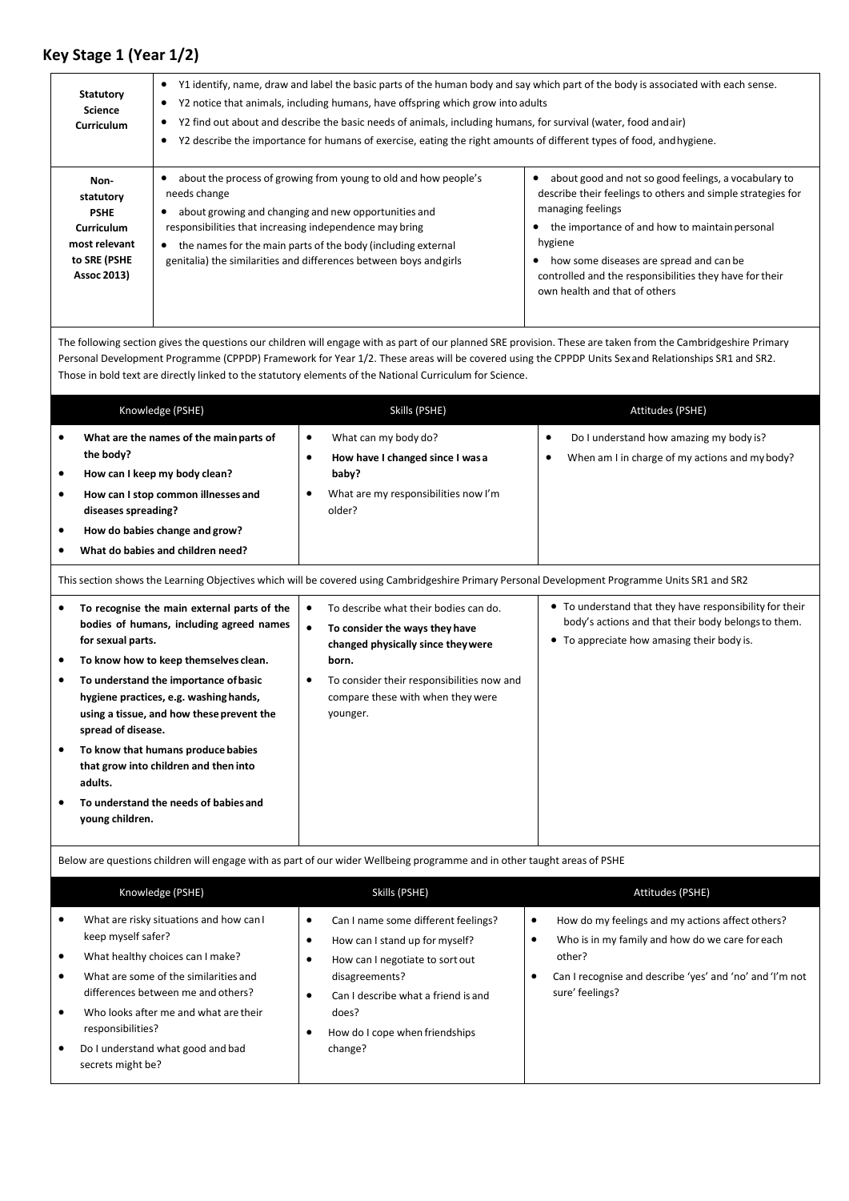## Key Stage 1 (Year 1/2)

| | | |
|---|---|---|
| **Statutory Science Curriculum** | • Y1 identify, name, draw and label the basic parts of the human body and say which part of the body is associated with each sense.<br>• Y2 notice that animals, including humans, have offspring which grow into adults<br>• Y2 find out about and describe the basic needs of animals, including humans, for survival (water, food and air)<br>• Y2 describe the importance for humans of exercise, eating the right amounts of different types of food, and hygiene. | |
| **Non-statutory PSHE Curriculum most relevant to SRE (PSHE Assoc 2013)** | • about the process of growing from young to old and how people's needs change<br>• about growing and changing and new opportunities and responsibilities that increasing independence may bring<br>• the names for the main parts of the body (including external genitalia) the similarities and differences between boys and girls | • about good and not so good feelings, a vocabulary to describe their feelings to others and simple strategies for managing feelings<br>• the importance of and how to maintain personal hygiene<br>• how some diseases are spread and can be controlled and the responsibilities they have for their own health and that of others |

The following section gives the questions our children will engage with as part of our planned SRE provision. These are taken from the Cambridgeshire Primary Personal Development Programme (CPPDP) Framework for Year 1/2. These areas will be covered using the CPPDP Units Sex and Relationships SR1 and SR2. Those in bold text are directly linked to the statutory elements of the National Curriculum for Science.

| Knowledge (PSHE) | Skills (PSHE) | Attitudes (PSHE) |
|---|---|---|
| • **What are the names of the main parts of the body?**<br>• **How can I keep my body clean?**<br>• **How can I stop common illnesses and diseases spreading?**<br>• **How do babies change and grow?**<br>• **What do babies and children need?** | • What can my body do?<br>• **How have I changed since I was a baby?**<br>• What are my responsibilities now I'm older? | • Do I understand how amazing my body is?<br>• When am I in charge of my actions and my body? |

This section shows the Learning Objectives which will be covered using Cambridgeshire Primary Personal Development Programme Units SR1 and SR2

| | | |
|---|---|---|
| • **To recognise the main external parts of the bodies of humans, including agreed names for sexual parts.**<br>• **To know how to keep themselves clean.**<br>• **To understand the importance of basic hygiene practices, e.g. washing hands, using a tissue, and how these prevent the spread of disease.**<br>• **To know that humans produce babies that grow into children and then into adults.**<br>• **To understand the needs of babies and young children.** | • To describe what their bodies can do.<br>• **To consider the ways they have changed physically since they were born.**<br>• To consider their responsibilities now and compare these with when they were younger. | • To understand that they have responsibility for their body's actions and that their body belongs to them.<br>• To appreciate how amasing their body is. |

Below are questions children will engage with as part of our wider Wellbeing programme and in other taught areas of PSHE

| Knowledge (PSHE) | Skills (PSHE) | Attitudes (PSHE) |
|---|---|---|
| • What are risky situations and how can I keep myself safer?<br>• What healthy choices can I make?<br>• What are some of the similarities and differences between me and others?<br>• Who looks after me and what are their responsibilities?<br>• Do I understand what good and bad secrets might be? | • Can I name some different feelings?<br>• How can I stand up for myself?<br>• How can I negotiate to sort out disagreements?<br>• Can I describe what a friend is and does?<br>• How do I cope when friendships change? | • How do my feelings and my actions affect others?<br>• Who is in my family and how do we care for each other?<br>• Can I recognise and describe 'yes' and 'no' and 'I'm not sure' feelings? |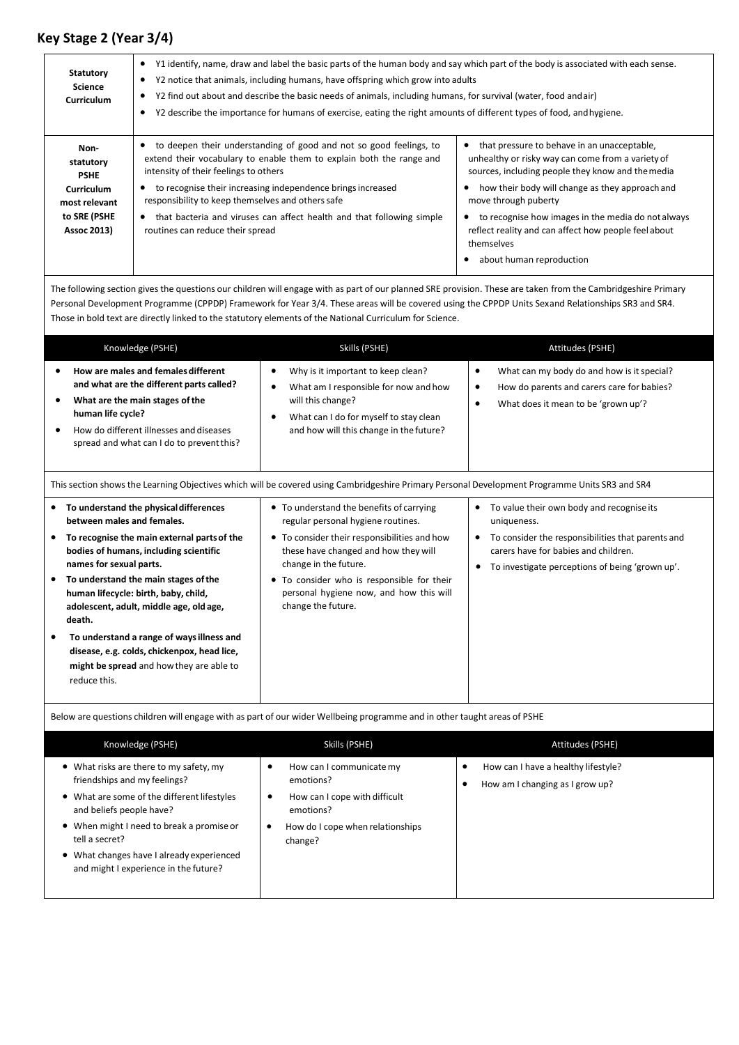## Key Stage 2 (Year 3/4)

| | | |
|---|---|---|
| **Statutory Science Curriculum** | • Y1 identify, name, draw and label the basic parts of the human body and say which part of the body is associated with each sense.<br>• Y2 notice that animals, including humans, have offspring which grow into adults<br>• Y2 find out about and describe the basic needs of animals, including humans, for survival (water, food and air)<br>• Y2 describe the importance for humans of exercise, eating the right amounts of different types of food, and hygiene. | |
| **Non-statutory PSHE Curriculum most relevant to SRE (PSHE Assoc 2013)** | • to deepen their understanding of good and not so good feelings, to extend their vocabulary to enable them to explain both the range and intensity of their feelings to others<br>• to recognise their increasing independence brings increased responsibility to keep themselves and others safe<br>• that bacteria and viruses can affect health and that following simple routines can reduce their spread | • that pressure to behave in an unacceptable, unhealthy or risky way can come from a variety of sources, including people they know and the media<br>• how their body will change as they approach and move through puberty<br>• to recognise how images in the media do not always reflect reality and can affect how people feel about themselves<br>• about human reproduction |

The following section gives the questions our children will engage with as part of our planned SRE provision. These are taken from the Cambridgeshire Primary Personal Development Programme (CPPDP) Framework for Year 3/4. These areas will be covered using the CPPDP Units Sexand Relationships SR3 and SR4. Those in bold text are directly linked to the statutory elements of the National Curriculum for Science.

| Knowledge (PSHE) | Skills (PSHE) | Attitudes (PSHE) |
|---|---|---|
| • **How are males and females different and what are the different parts called?**<br>• **What are the main stages of the human life cycle?**<br>• How do different illnesses and diseases spread and what can I do to prevent this? | • Why is it important to keep clean?<br>• What am I responsible for now and how will this change?<br>• What can I do for myself to stay clean and how will this change in the future? | • What can my body do and how is it special?<br>• How do parents and carers care for babies?<br>• What does it mean to be 'grown up'? |

This section shows the Learning Objectives which will be covered using Cambridgeshire Primary Personal Development Programme Units SR3 and SR4

| | | |
|---|---|---|
| • **To understand the physical differences between males and females.**<br>• **To recognise the main external parts of the bodies of humans, including scientific names for sexual parts.**<br>• **To understand the main stages of the human lifecycle: birth, baby, child, adolescent, adult, middle age, old age, death.**<br>• **To understand a range of ways illness and disease, e.g. colds, chickenpox, head lice, might be spread** and how they are able to reduce this. | • To understand the benefits of carrying regular personal hygiene routines.<br>• To consider their responsibilities and how these have changed and how they will change in the future.<br>• To consider who is responsible for their personal hygiene now, and how this will change the future. | • To value their own body and recognise its uniqueness.<br>• To consider the responsibilities that parents and carers have for babies and children.<br>• To investigate perceptions of being 'grown up'. |

Below are questions children will engage with as part of our wider Wellbeing programme and in other taught areas of PSHE

| Knowledge (PSHE) | Skills (PSHE) | Attitudes (PSHE) |
|---|---|---|
| • What risks are there to my safety, my friendships and my feelings?<br>• What are some of the different lifestyles and beliefs people have?<br>• When might I need to break a promise or tell a secret?<br>• What changes have I already experienced and might I experience in the future? | • How can I communicate my emotions?<br>• How can I cope with difficult emotions?<br>• How do I cope when relationships change? | • How can I have a healthy lifestyle?<br>• How am I changing as I grow up? |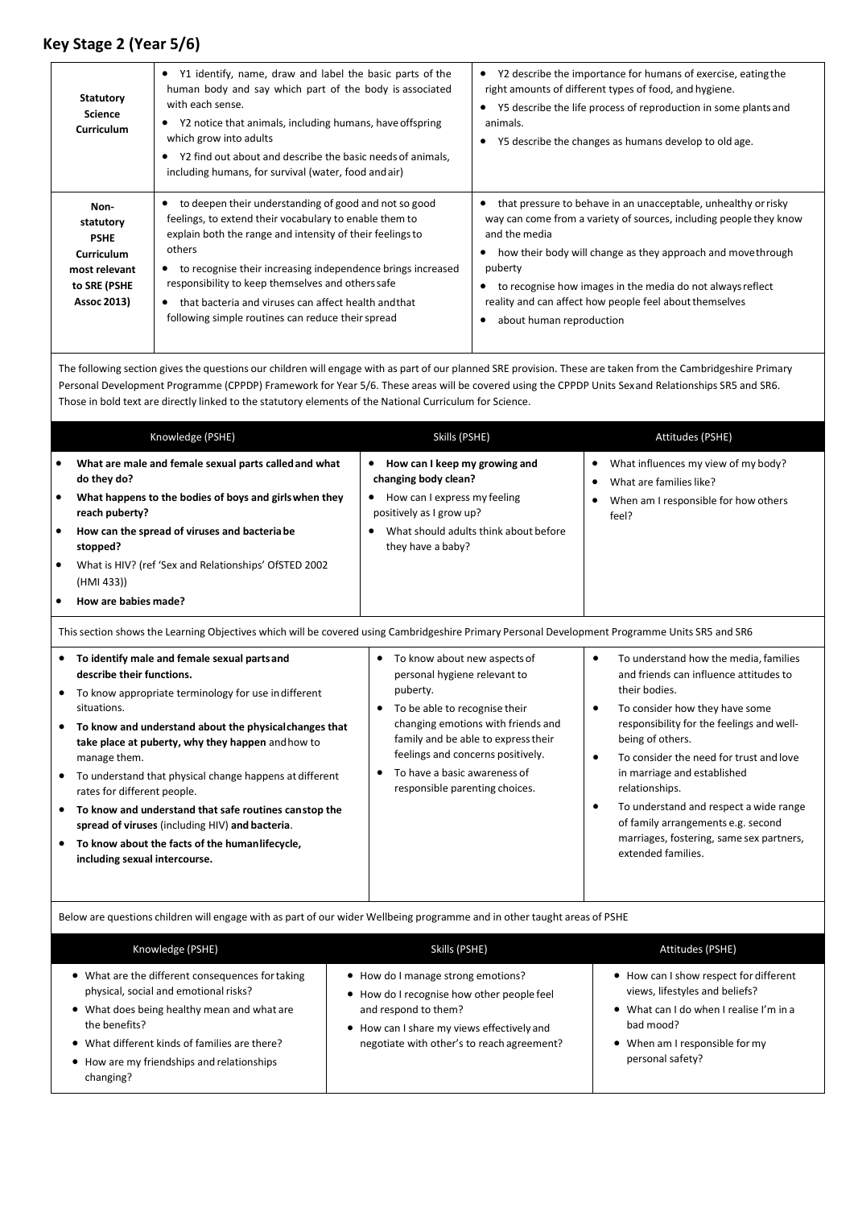# Key Stage 2 (Year 5/6)

| | | |
|---|---|---|
| **Statutory Science Curriculum** | • Y1 identify, name, draw and label the basic parts of the human body and say which part of the body is associated with each sense.<br>• Y2 notice that animals, including humans, have offspring which grow into adults<br>• Y2 find out about and describe the basic needs of animals, including humans, for survival (water, food and air) | • Y2 describe the importance for humans of exercise, eating the right amounts of different types of food, and hygiene.<br>• Y5 describe the life process of reproduction in some plants and animals.<br>• Y5 describe the changes as humans develop to old age. |
| **Non-statutory PSHE Curriculum most relevant to SRE (PSHE Assoc 2013)** | • to deepen their understanding of good and not so good feelings, to extend their vocabulary to enable them to explain both the range and intensity of their feelings to others<br>• to recognise their increasing independence brings increased responsibility to keep themselves and others safe<br>• that bacteria and viruses can affect health and that following simple routines can reduce their spread | • that pressure to behave in an unacceptable, unhealthy or risky way can come from a variety of sources, including people they know and the media<br>• how their body will change as they approach and move through puberty<br>• to recognise how images in the media do not always reflect reality and can affect how people feel about themselves<br>• about human reproduction |

The following section gives the questions our children will engage with as part of our planned SRE provision. These are taken from the Cambridgeshire Primary Personal Development Programme (CPPDP) Framework for Year 5/6. These areas will be covered using the CPPDP Units Sex and Relationships SR5 and SR6. Those in bold text are directly linked to the statutory elements of the National Curriculum for Science.

| Knowledge (PSHE) | Skills (PSHE) | Attitudes (PSHE) |
|---|---|---|
| • **What are male and female sexual parts called and what do they do?**<br>• **What happens to the bodies of boys and girls when they reach puberty?**<br>• **How can the spread of viruses and bacteria be stopped?**<br>• What is HIV? (ref 'Sex and Relationships' OfSTED 2002 (HMI 433))<br>• **How are babies made?** | • **How can I keep my growing and changing body clean?**<br>• How can I express my feeling positively as I grow up?<br>• What should adults think about before they have a baby? | • What influences my view of my body?<br>• What are families like?<br>• When am I responsible for how others feel? |

This section shows the Learning Objectives which will be covered using Cambridgeshire Primary Personal Development Programme Units SR5 and SR6

| | | |
|---|---|---|
| • **To identify male and female sexual parts and describe their functions.**<br>• To know appropriate terminology for use in different situations.<br>• **To know and understand about the physical changes that take place at puberty, why they happen** and how to manage them.<br>• To understand that physical change happens at different rates for different people.<br>• **To know and understand that safe routines can stop the spread of viruses** (including HIV) **and bacteria**.<br>• **To know about the facts of the human lifecycle, including sexual intercourse.** | • To know about new aspects of personal hygiene relevant to puberty.<br>• To be able to recognise their changing emotions with friends and family and be able to express their feelings and concerns positively.<br>• To have a basic awareness of responsible parenting choices. | • To understand how the media, families and friends can influence attitudes to their bodies.<br>• To consider how they have some responsibility for the feelings and well-being of others.<br>• To consider the need for trust and love in marriage and established relationships.<br>• To understand and respect a wide range of family arrangements e.g. second marriages, fostering, same sex partners, extended families. |

Below are questions children will engage with as part of our wider Wellbeing programme and in other taught areas of PSHE

| Knowledge (PSHE) | Skills (PSHE) | Attitudes (PSHE) |
|---|---|---|
| • What are the different consequences for taking physical, social and emotional risks?<br>• What does being healthy mean and what are the benefits?<br>• What different kinds of families are there?<br>• How are my friendships and relationships changing? | • How do I manage strong emotions?<br>• How do I recognise how other people feel and respond to them?<br>• How can I share my views effectively and negotiate with other's to reach agreement? | • How can I show respect for different views, lifestyles and beliefs?<br>• What can I do when I realise I'm in a bad mood?<br>• When am I responsible for my personal safety? |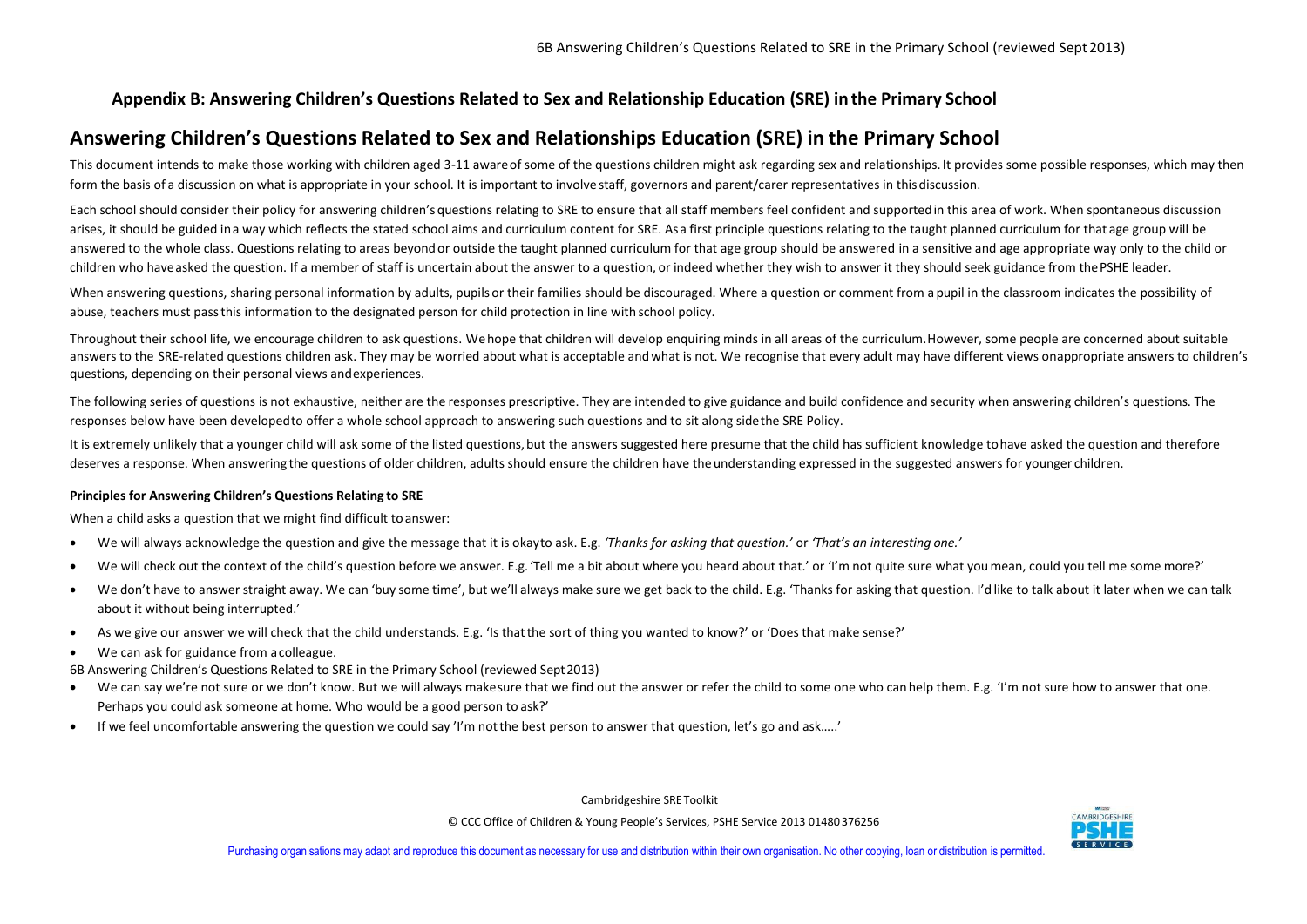## Appendix B: Answering Children's Questions Related to Sex and Relationship Education (SRE) in the Primary School

# Answering Children's Questions Related to Sex and Relationships Education (SRE) in the Primary School

This document intends to make those working with children aged 3-11 aware of some of the questions children might ask regarding sex and relationships. It provides some possible responses, which may then form the basis of a discussion on what is appropriate in your school. It is important to involve staff, governors and parent/carer representatives in this discussion.

Each school should consider their policy for answering children's questions relating to SRE to ensure that all staff members feel confident and supported in this area of work. When spontaneous discussion arises, it should be guided in a way which reflects the stated school aims and curriculum content for SRE. As a first principle questions relating to the taught planned curriculum for that age group will be answered to the whole class. Questions relating to areas beyond or outside the taught planned curriculum for that age group should be answered in a sensitive and age appropriate way only to the child or children who have asked the question. If a member of staff is uncertain about the answer to a question, or indeed whether they wish to answer it they should seek guidance from the PSHE leader.

When answering questions, sharing personal information by adults, pupils or their families should be discouraged. Where a question or comment from a pupil in the classroom indicates the possibility of abuse, teachers must pass this information to the designated person for child protection in line with school policy.

Throughout their school life, we encourage children to ask questions. We hope that children will develop enquiring minds in all areas of the curriculum. However, some people are concerned about suitable answers to the SRE-related questions children ask. They may be worried about what is acceptable and what is not. We recognise that every adult may have different views on appropriate answers to children's questions, depending on their personal views and experiences.

The following series of questions is not exhaustive, neither are the responses prescriptive. They are intended to give guidance and build confidence and security when answering children's questions. The responses below have been developed to offer a whole school approach to answering such questions and to sit along side the SRE Policy.

It is extremely unlikely that a younger child will ask some of the listed questions, but the answers suggested here presume that the child has sufficient knowledge to have asked the question and therefore deserves a response. When answering the questions of older children, adults should ensure the children have the understanding expressed in the suggested answers for younger children.

**Principles for Answering Children's Questions Relating to SRE**

When a child asks a question that we might find difficult to answer:

- We will always acknowledge the question and give the message that it is okay to ask. E.g. *'Thanks for asking that question.'* or *'That's an interesting one.'*
- We will check out the context of the child's question before we answer. E.g. 'Tell me a bit about where you heard about that.' or 'I'm not quite sure what you mean, could you tell me some more?'
- We don't have to answer straight away. We can 'buy some time', but we'll always make sure we get back to the child. E.g. 'Thanks for asking that question. I'd like to talk about it later when we can talk about it without being interrupted.'
- As we give our answer we will check that the child understands. E.g. 'Is that the sort of thing you wanted to know?' or 'Does that make sense?'
- We can ask for guidance from a colleague.
- We can say we're not sure or we don't know. But we will always make sure that we find out the answer or refer the child to some one who can help them. E.g. 'I'm not sure how to answer that one. Perhaps you could ask someone at home. Who would be a good person to ask?'
- If we feel uncomfortable answering the question we could say 'I'm not the best person to answer that question, let's go and ask…..'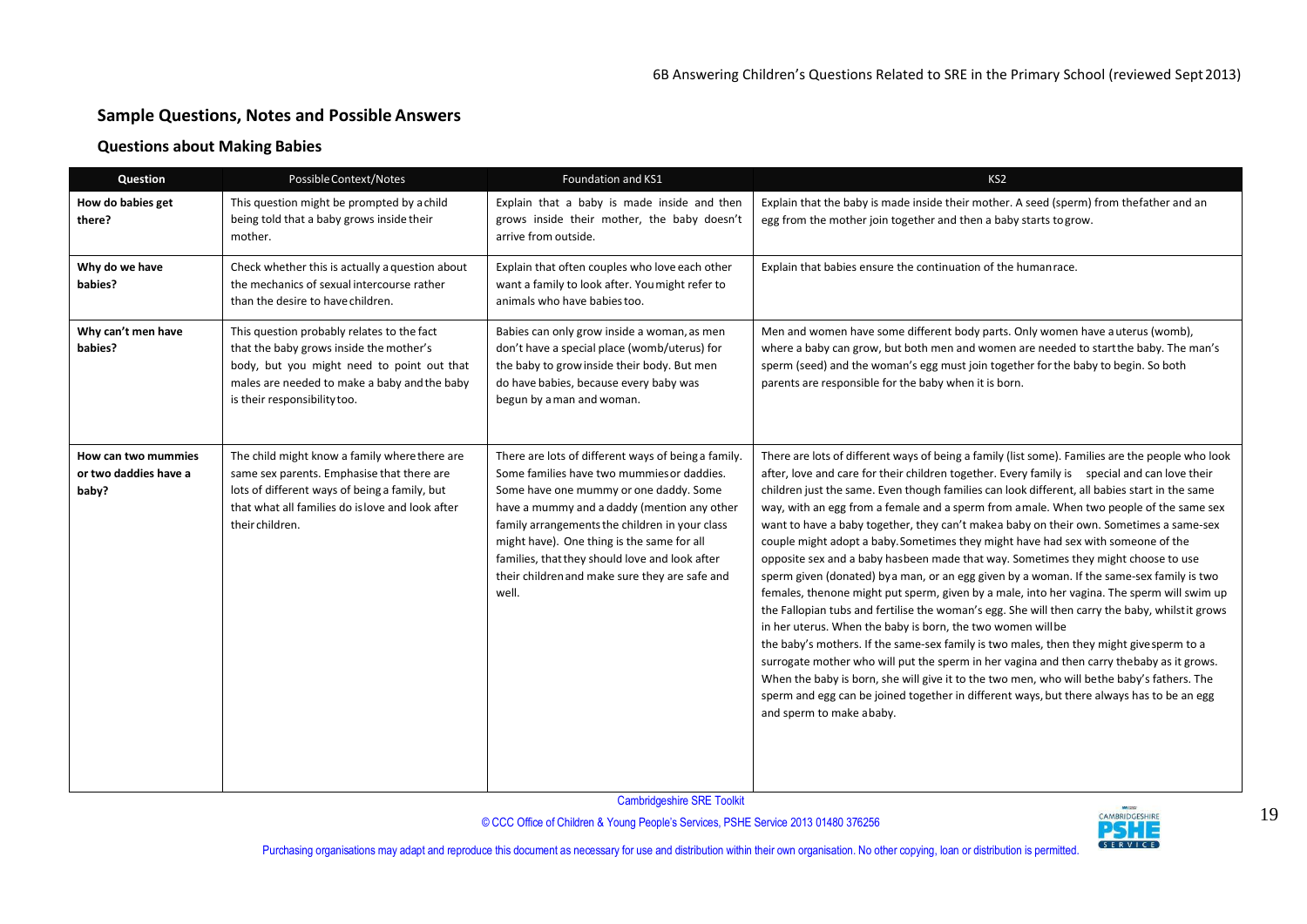## Sample Questions, Notes and Possible Answers

### Questions about Making Babies

| Question | Possible Context/Notes | Foundation and KS1 | KS2 |
|---|---|---|---|
| **How do babies get there?** | This question might be prompted by a child being told that a baby grows inside their mother. | Explain that a baby is made inside and then grows inside their mother, the baby doesn't arrive from outside. | Explain that the baby is made inside their mother. A seed (sperm) from the father and an egg from the mother join together and then a baby starts to grow. |
| **Why do we have babies?** | Check whether this is actually a question about the mechanics of sexual intercourse rather than the desire to have children. | Explain that often couples who love each other want a family to look after. You might refer to animals who have babies too. | Explain that babies ensure the continuation of the human race. |
| **Why can't men have babies?** | This question probably relates to the fact that the baby grows inside the mother's body, but you might need to point out that males are needed to make a baby and the baby is their responsibility too. | Babies can only grow inside a woman, as men don't have a special place (womb/uterus) for the baby to grow inside their body. But men do have babies, because every baby was begun by a man and woman. | Men and women have some different body parts. Only women have a uterus (womb), where a baby can grow, but both men and women are needed to start the baby. The man's sperm (seed) and the woman's egg must join together for the baby to begin. So both parents are responsible for the baby when it is born. |
| **How can two mummies or two daddies have a baby?** | The child might know a family where there are same sex parents. Emphasise that there are lots of different ways of being a family, but that what all families do is love and look after their children. | There are lots of different ways of being a family. Some families have two mummies or daddies. Some have one mummy or one daddy. Some have a mummy and a daddy (mention any other family arrangements the children in your class might have). One thing is the same for all families, that they should love and look after their children and make sure they are safe and well. | There are lots of different ways of being a family (list some). Families are the people who look after, love and care for their children together. Every family is special and can love their children just the same. Even though families can look different, all babies start in the same way, with an egg from a female and a sperm from a male. When two people of the same sex want to have a baby together, they can't make a baby on their own. Sometimes a same-sex couple might adopt a baby. Sometimes they might have had sex with someone of the opposite sex and a baby has been made that way. Sometimes they might choose to use sperm given (donated) by a man, or an egg given by a woman. If the same-sex family is two females, then one might put sperm, given by a male, into her vagina. The sperm will swim up the Fallopian tubs and fertilise the woman's egg. She will then carry the baby, whilst it grows in her uterus. When the baby is born, the two women will be the baby's mothers. If the same-sex family is two males, then they might give sperm to a surrogate mother who will put the sperm in her vagina and then carry the baby as it grows. When the baby is born, she will give it to the two men, who will be the baby's fathers. The sperm and egg can be joined together in different ways, but there always has to be an egg and sperm to make a baby. |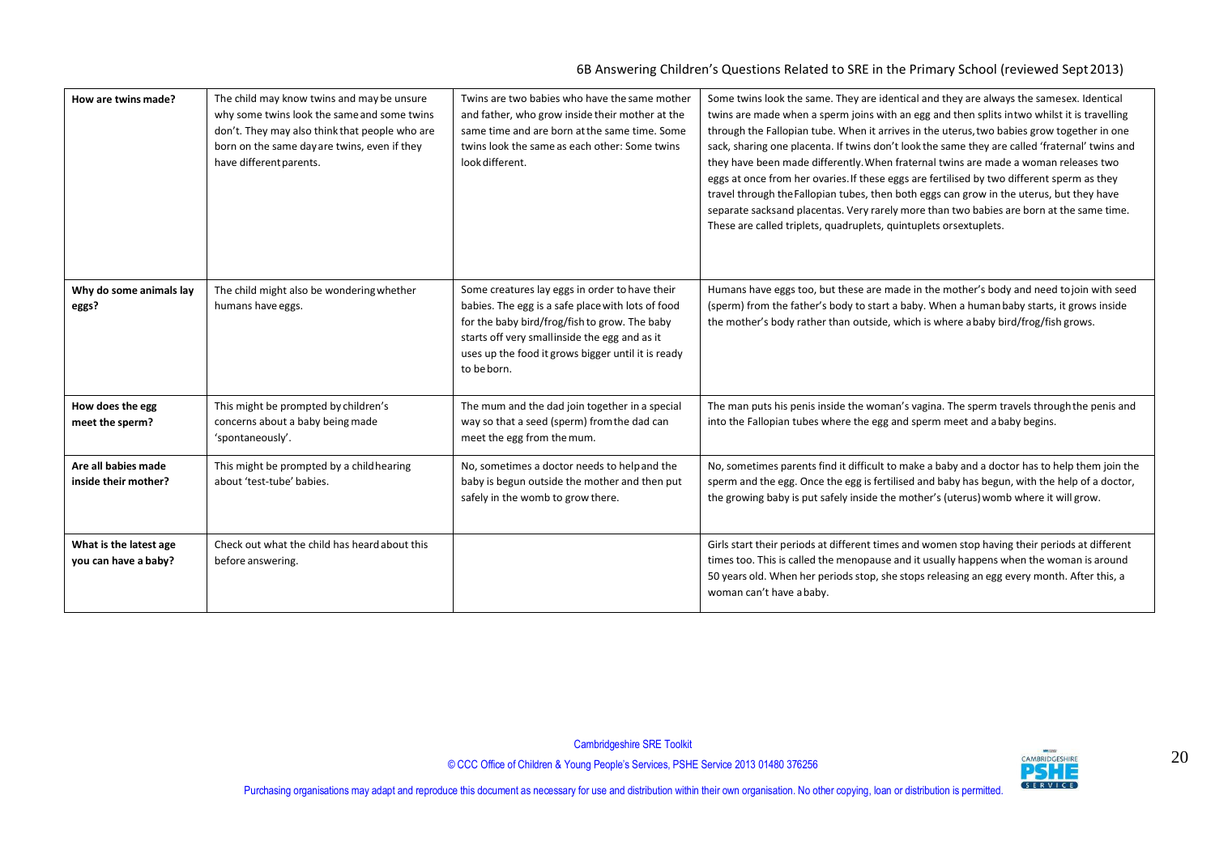| How are twins made? | The child may know twins and may be unsure why some twins look the same and some twins don't. They may also think that people who are born on the same day are twins, even if they have different parents. | Twins are two babies who have the same mother and father, who grow inside their mother at the same time and are born at the same time. Some twins look the same as each other: Some twins look different. | Some twins look the same. They are identical and they are always the same sex. Identical twins are made when a sperm joins with an egg and then splits in two whilst it is travelling through the Fallopian tube. When it arrives in the uterus, two babies grow together in one sack, sharing one placenta. If twins don't look the same they are called 'fraternal' twins and they have been made differently. When fraternal twins are made a woman releases two eggs at once from her ovaries. If these eggs are fertilised by two different sperm as they travel through the Fallopian tubes, then both eggs can grow in the uterus, but they have separate sacks and placentas. Very rarely more than two babies are born at the same time. These are called triplets, quadruplets, quintuplets or sextuplets. |
|---|---|---|---|
| **Why do some animals lay eggs?** | The child might also be wondering whether humans have eggs. | Some creatures lay eggs in order to have their babies. The egg is a safe place with lots of food for the baby bird/frog/fish to grow. The baby starts off very small inside the egg and as it uses up the food it grows bigger until it is ready to be born. | Humans have eggs too, but these are made in the mother's body and need to join with seed (sperm) from the father's body to start a baby. When a human baby starts, it grows inside the mother's body rather than outside, which is where a baby bird/frog/fish grows. |
| **How does the egg meet the sperm?** | This might be prompted by children's concerns about a baby being made 'spontaneously'. | The mum and the dad join together in a special way so that a seed (sperm) from the dad can meet the egg from the mum. | The man puts his penis inside the woman's vagina. The sperm travels through the penis and into the Fallopian tubes where the egg and sperm meet and a baby begins. |
| **Are all babies made inside their mother?** | This might be prompted by a child hearing about 'test-tube' babies. | No, sometimes a doctor needs to help and the baby is begun outside the mother and then put safely in the womb to grow there. | No, sometimes parents find it difficult to make a baby and a doctor has to help them join the sperm and the egg. Once the egg is fertilised and baby has begun, with the help of a doctor, the growing baby is put safely inside the mother's (uterus) womb where it will grow. |
| **What is the latest age you can have a baby?** | Check out what the child has heard about this before answering. | | Girls start their periods at different times and women stop having their periods at different times too. This is called the menopause and it usually happens when the woman is around 50 years old. When her periods stop, she stops releasing an egg every month. After this, a woman can't have a baby. |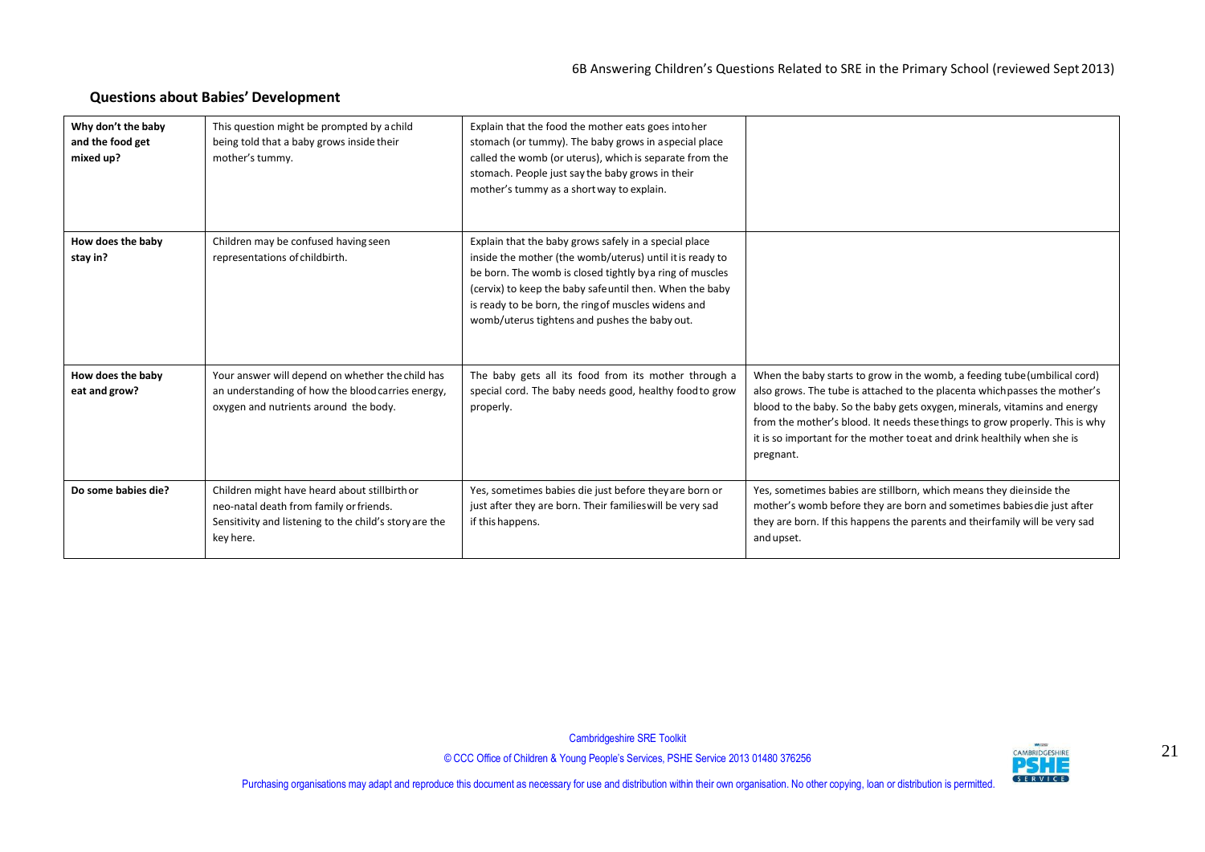## Questions about Babies' Development

| | | | |
|---|---|---|---|
| **Why don't the baby and the food get mixed up?** | This question might be prompted by a child being told that a baby grows inside their mother's tummy. | Explain that the food the mother eats goes into her stomach (or tummy). The baby grows in a special place called the womb (or uterus), which is separate from the stomach. People just say the baby grows in their mother's tummy as a short way to explain. | |
| **How does the baby stay in?** | Children may be confused having seen representations of childbirth. | Explain that the baby grows safely in a special place inside the mother (the womb/uterus) until it is ready to be born. The womb is closed tightly by a ring of muscles (cervix) to keep the baby safe until then. When the baby is ready to be born, the ring of muscles widens and womb/uterus tightens and pushes the baby out. | |
| **How does the baby eat and grow?** | Your answer will depend on whether the child has an understanding of how the blood carries energy, oxygen and nutrients around the body. | The baby gets all its food from its mother through a special cord. The baby needs good, healthy food to grow properly. | When the baby starts to grow in the womb, a feeding tube (umbilical cord) also grows. The tube is attached to the placenta which passes the mother's blood to the baby. So the baby gets oxygen, minerals, vitamins and energy from the mother's blood. It needs these things to grow properly. This is why it is so important for the mother to eat and drink healthily when she is pregnant. |
| **Do some babies die?** | Children might have heard about stillbirth or neo-natal death from family or friends. Sensitivity and listening to the child's story are the key here. | Yes, sometimes babies die just before they are born or just after they are born. Their families will be very sad if this happens. | Yes, sometimes babies are stillborn, which means they die inside the mother's womb before they are born and sometimes babies die just after they are born. If this happens the parents and their family will be very sad and upset. |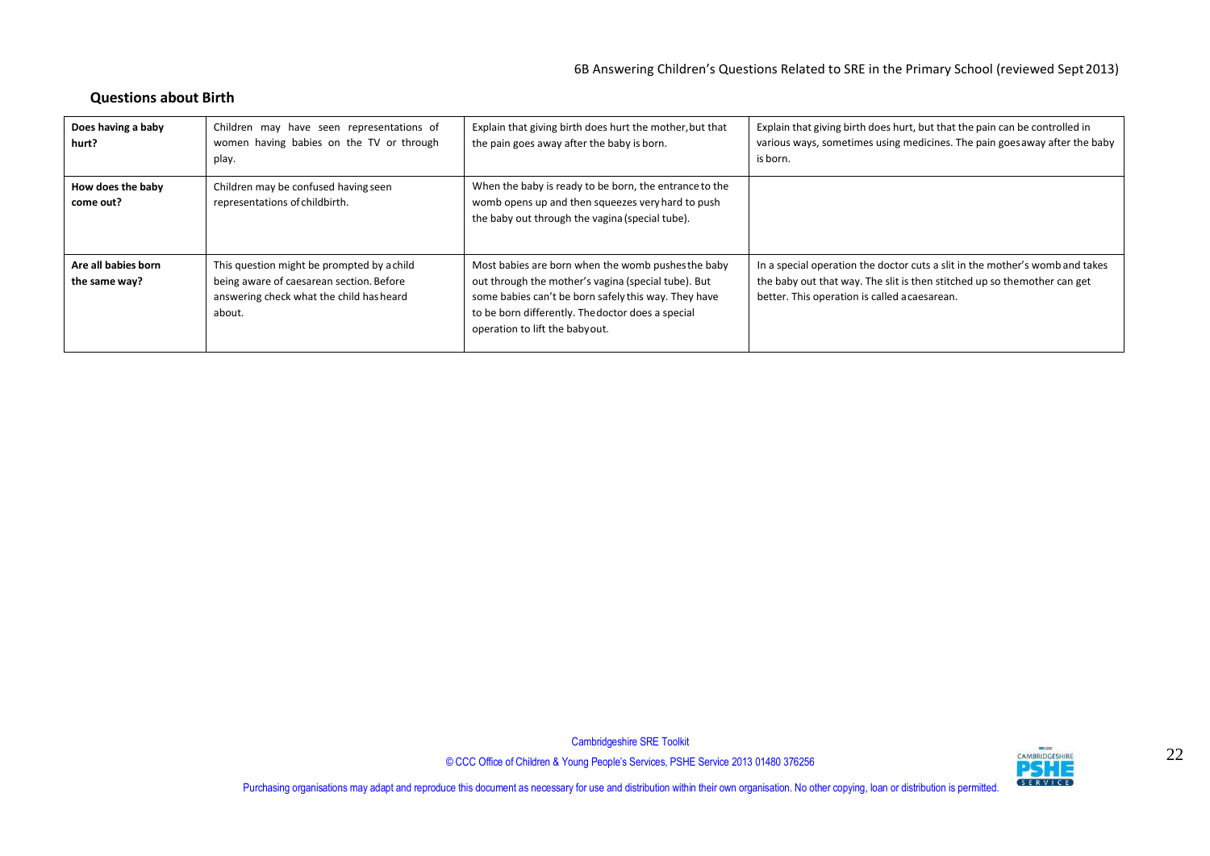## Questions about Birth

| | | | |
|---|---|---|---|
| **Does having a baby hurt?** | Children may have seen representations of women having babies on the TV or through play. | Explain that giving birth does hurt the mother, but that the pain goes away after the baby is born. | Explain that giving birth does hurt, but that the pain can be controlled in various ways, sometimes using medicines. The pain goes away after the baby is born. |
| **How does the baby come out?** | Children may be confused having seen representations of childbirth. | When the baby is ready to be born, the entrance to the womb opens up and then squeezes very hard to push the baby out through the vagina (special tube). | |
| **Are all babies born the same way?** | This question might be prompted by a child being aware of caesarean section. Before answering check what the child has heard about. | Most babies are born when the womb pushes the baby out through the mother's vagina (special tube). But some babies can't be born safely this way. They have to be born differently. The doctor does a special operation to lift the baby out. | In a special operation the doctor cuts a slit in the mother's womb and takes the baby out that way. The slit is then stitched up so the mother can get better. This operation is called a caesarean. |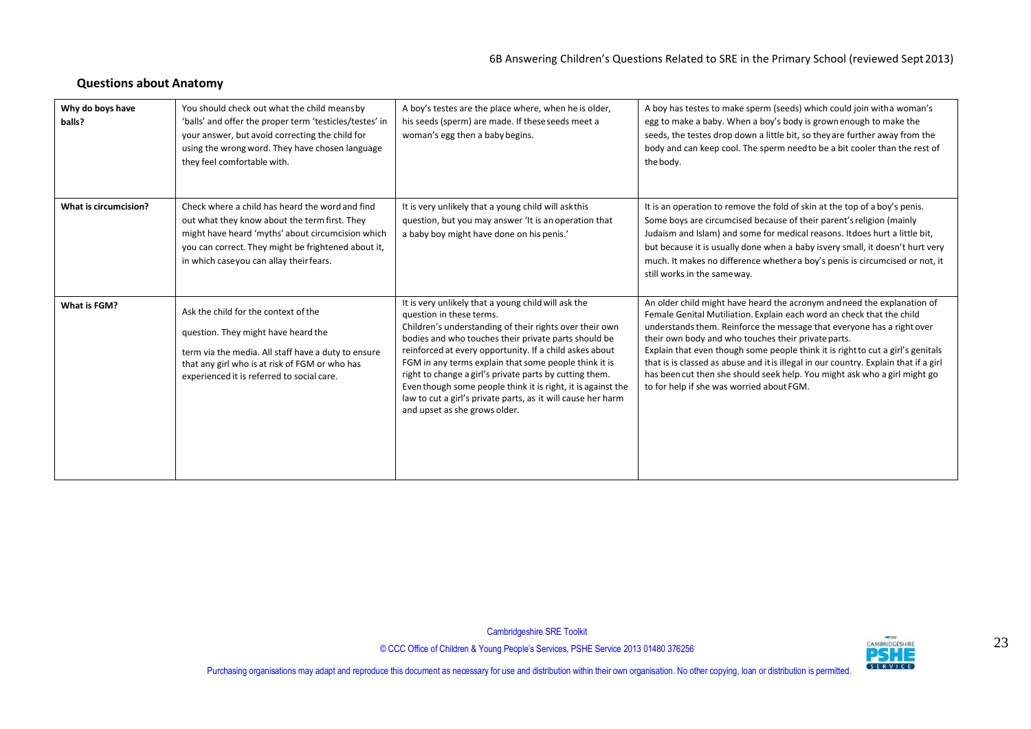## Questions about Anatomy

| | | | |
|---|---|---|---|
| **Why do boys have balls?** | You should check out what the child means by 'balls' and offer the proper term 'testicles/testes' in your answer, but avoid correcting the child for using the wrong word. They have chosen language they feel comfortable with. | A boy's testes are the place where, when he is older, his seeds (sperm) are made. If these seeds meet a woman's egg then a baby begins. | A boy has testes to make sperm (seeds) which could join with a woman's egg to make a baby. When a boy's body is grown enough to make the seeds, the testes drop down a little bit, so they are further away from the body and can keep cool. The sperm need to be a bit cooler than the rest of the body. |
| **What is circumcision?** | Check where a child has heard the word and find out what they know about the term first. They might have heard 'myths' about circumcision which you can correct. They might be frightened about it, in which case you can allay their fears. | It is very unlikely that a young child will ask this question, but you may answer 'It is an operation that a baby boy might have done on his penis.' | It is an operation to remove the fold of skin at the top of a boy's penis. Some boys are circumcised because of their parent's religion (mainly Judaism and Islam) and some for medical reasons. It does hurt a little bit, but because it is usually done when a baby is very small, it doesn't hurt very much. It makes no difference whether a boy's penis is circumcised or not, it still works in the same way. |
| **What is FGM?** | Ask the child for the context of the question. They might have heard the term via the media. All staff have a duty to ensure that any girl who is at risk of FGM or who has experienced it is referred to social care. | It is very unlikely that a young child will ask the question in these terms. Children's understanding of their rights over their own bodies and who touches their private parts should be reinforced at every opportunity. If a child asks about FGM in any terms explain that some people think it is right to change a girl's private parts by cutting them. Even though some people think it is right, it is against the law to cut a girl's private parts, as it will cause her harm and upset as she grows older. | An older child might have heard the acronym and need the explanation of Female Genital Mutiliation. Explain each word an check that the child understands them. Reinforce the message that everyone has a right over their own body and who touches their private parts. Explain that even though some people think it is right to cut a girl's genitals that is is classed as abuse and it is illegal in our country. Explain that if a girl has been cut then she should seek help. You might ask who a girl might go to for help if she was worried about FGM. |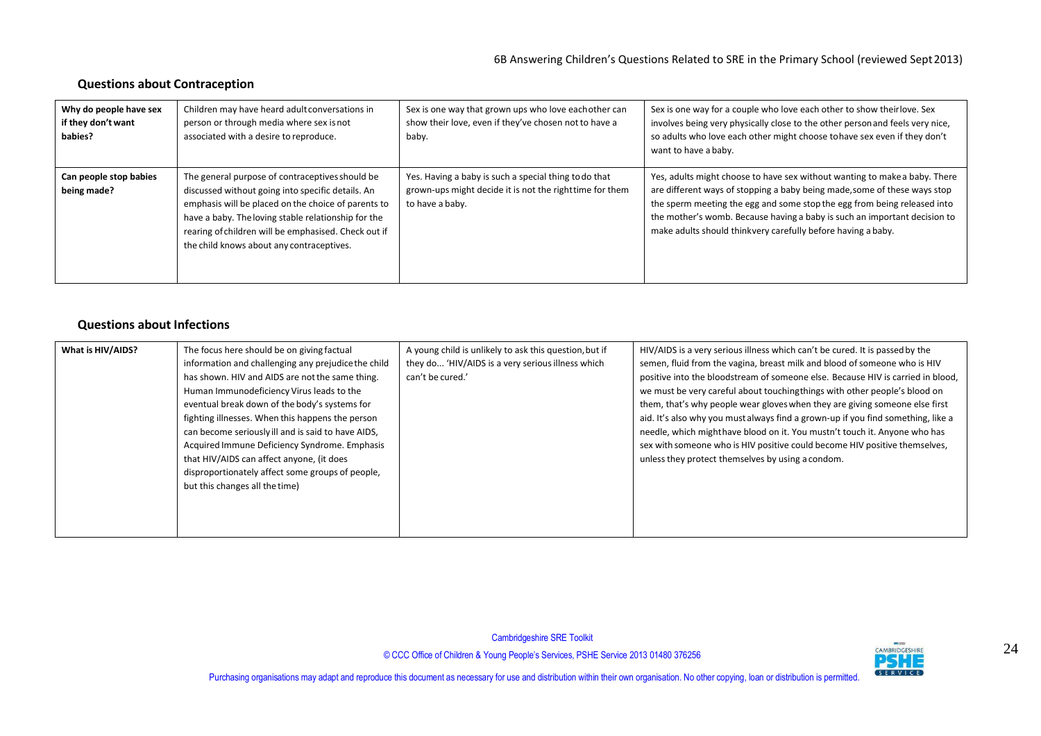## Questions about Contraception

| | | | |
|---|---|---|---|
| **Why do people have sex if they don't want babies?** | Children may have heard adult conversations in person or through media where sex is not associated with a desire to reproduce. | Sex is one way that grown ups who love each other can show their love, even if they've chosen not to have a baby. | Sex is one way for a couple who love each other to show their love. Sex involves being very physically close to the other person and feels very nice, so adults who love each other might choose to have sex even if they don't want to have a baby. |
| **Can people stop babies being made?** | The general purpose of contraceptives should be discussed without going into specific details. An emphasis will be placed on the choice of parents to have a baby. The loving stable relationship for the rearing of children will be emphasised. Check out if the child knows about any contraceptives. | Yes. Having a baby is such a special thing to do that grown-ups might decide it is not the right time for them to have a baby. | Yes, adults might choose to have sex without wanting to make a baby. There are different ways of stopping a baby being made, some of these ways stop the sperm meeting the egg and some stop the egg from being released into the mother's womb. Because having a baby is such an important decision to make adults should think very carefully before having a baby. |

## Questions about Infections

| | | | |
|---|---|---|---|
| **What is HIV/AIDS?** | The focus here should be on giving factual information and challenging any prejudice the child has shown. HIV and AIDS are not the same thing. Human Immunodeficiency Virus leads to the eventual break down of the body's systems for fighting illnesses. When this happens the person can become seriously ill and is said to have AIDS, Acquired Immune Deficiency Syndrome. Emphasis that HIV/AIDS can affect anyone, (it does disproportionately affect some groups of people, but this changes all the time) | A young child is unlikely to ask this question, but if they do... 'HIV/AIDS is a very serious illness which can't be cured.' | HIV/AIDS is a very serious illness which can't be cured. It is passed by the semen, fluid from the vagina, breast milk and blood of someone who is HIV positive into the bloodstream of someone else. Because HIV is carried in blood, we must be very careful about touching things with other people's blood on them, that's why people wear gloves when they are giving someone else first aid. It's also why you must always find a grown-up if you find something, like a needle, which might have blood on it. You mustn't touch it. Anyone who has sex with someone who is HIV positive could become HIV positive themselves, unless they protect themselves by using a condom. |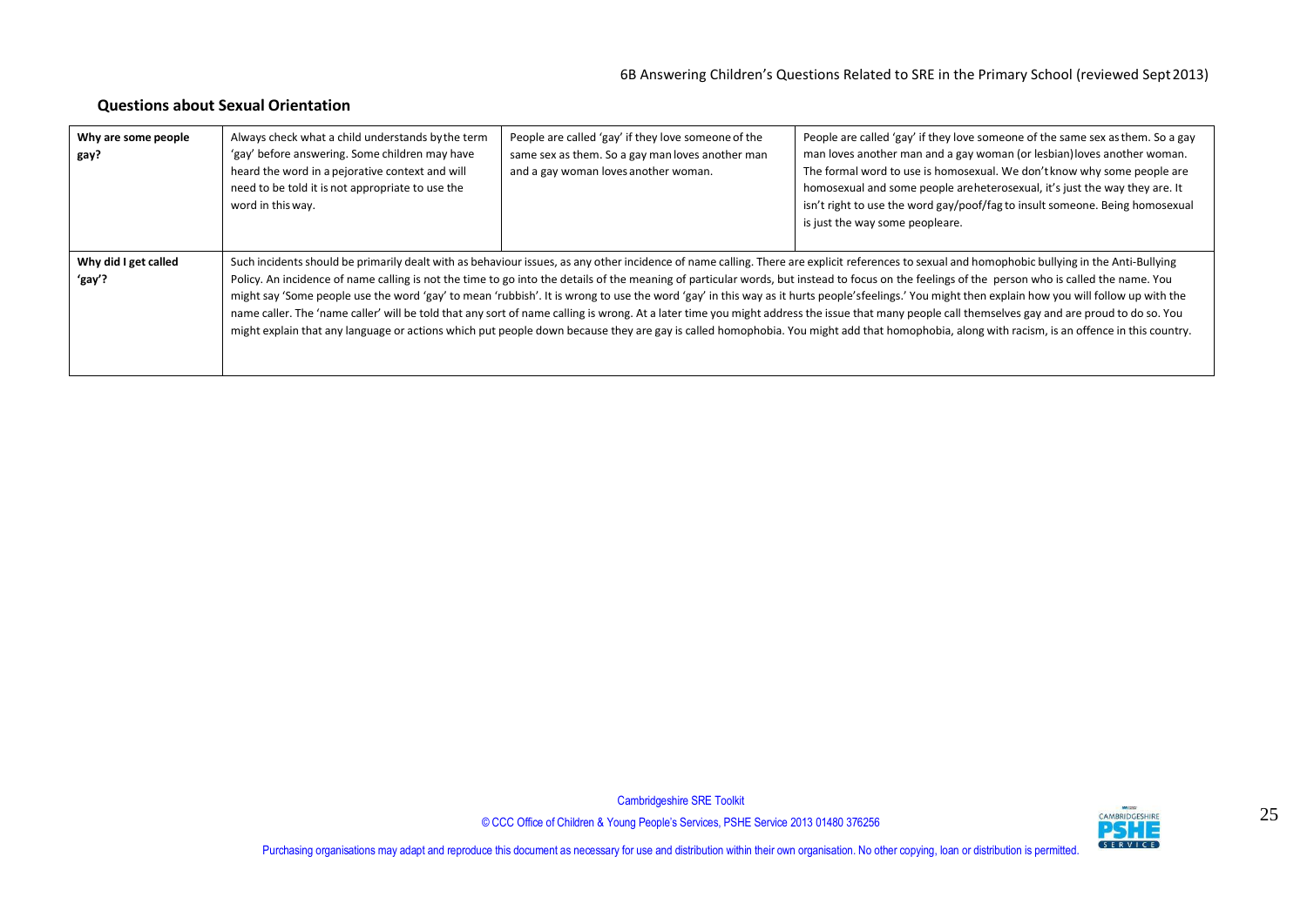## Questions about Sexual Orientation

| | | | |
|---|---|---|---|
| **Why are some people gay?** | Always check what a child understands by the term 'gay' before answering. Some children may have heard the word in a pejorative context and will need to be told it is not appropriate to use the word in this way. | People are called 'gay' if they love someone of the same sex as them. So a gay man loves another man and a gay woman loves another woman. | People are called 'gay' if they love someone of the same sex as them. So a gay man loves another man and a gay woman (or lesbian) loves another woman. The formal word to use is homosexual. We don't know why some people are homosexual and some people are heterosexual, it's just the way they are. It isn't right to use the word gay/poof/fag to insult someone. Being homosexual is just the way some people are. |
| **Why did I get called 'gay'?** | Such incidents should be primarily dealt with as behaviour issues, as any other incidence of name calling. There are explicit references to sexual and homophobic bullying in the Anti-Bullying Policy. An incidence of name calling is not the time to go into the details of the meaning of particular words, but instead to focus on the feelings of the person who is called the name. You might say 'Some people use the word 'gay' to mean 'rubbish'. It is wrong to use the word 'gay' in this way as it hurts people's feelings.' You might then explain how you will follow up with the name caller. The 'name caller' will be told that any sort of name calling is wrong. At a later time you might address the issue that many people call themselves gay and are proud to do so. You might explain that any language or actions which put people down because they are gay is called homophobia. You might add that homophobia, along with racism, is an offence in this country. | | |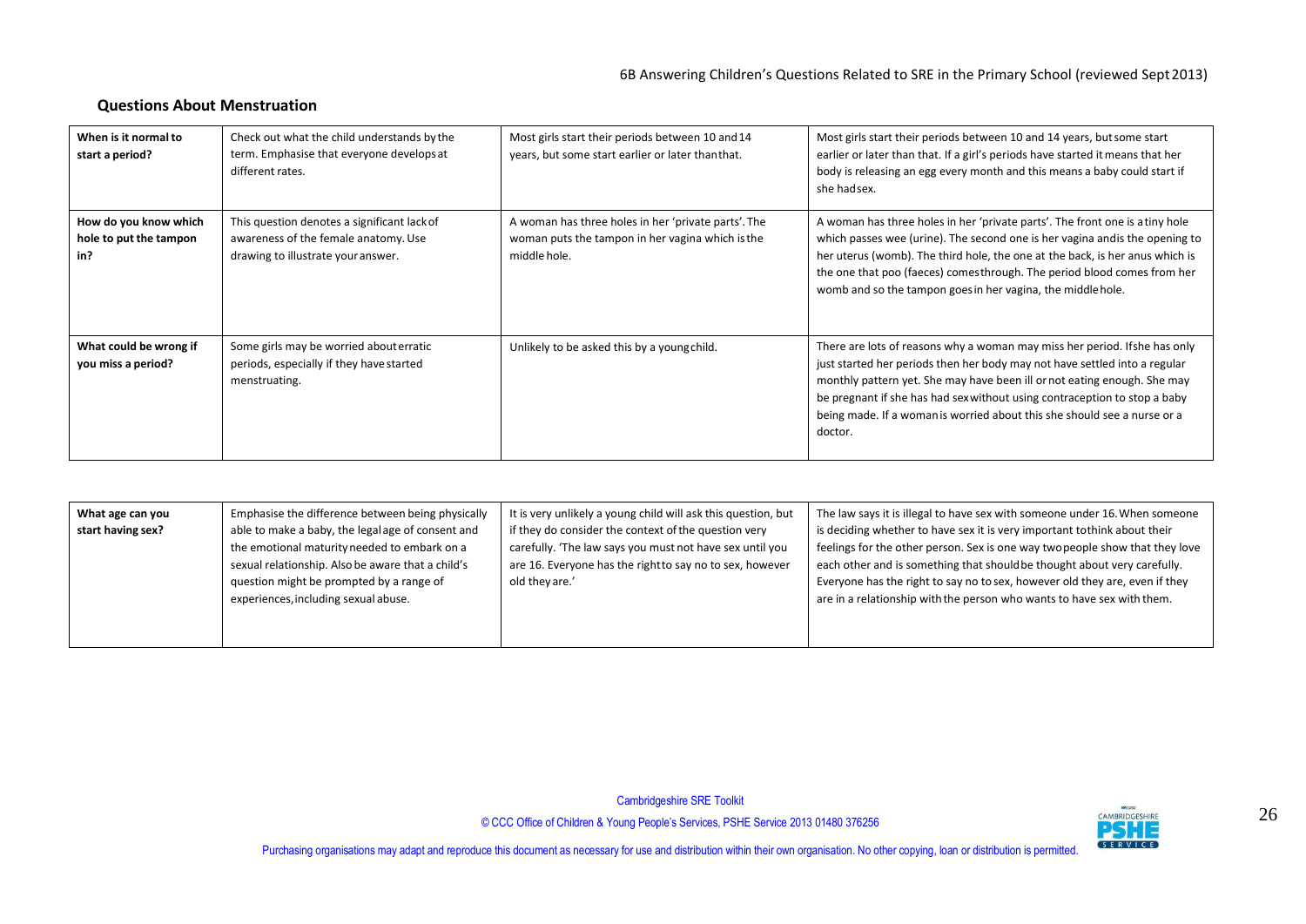## Questions About Menstruation

| | | | |
|---|---|---|---|
| **When is it normal to start a period?** | Check out what the child understands by the term. Emphasise that everyone develops at different rates. | Most girls start their periods between 10 and 14 years, but some start earlier or later than that. | Most girls start their periods between 10 and 14 years, but some start earlier or later than that. If a girl's periods have started it means that her body is releasing an egg every month and this means a baby could start if she had sex. |
| **How do you know which hole to put the tampon in?** | This question denotes a significant lack of awareness of the female anatomy. Use drawing to illustrate your answer. | A woman has three holes in her 'private parts'. The woman puts the tampon in her vagina which is the middle hole. | A woman has three holes in her 'private parts'. The front one is a tiny hole which passes wee (urine). The second one is her vagina and is the opening to her uterus (womb). The third hole, the one at the back, is her anus which is the one that poo (faeces) comes through. The period blood comes from her womb and so the tampon goes in her vagina, the middle hole. |
| **What could be wrong if you miss a period?** | Some girls may be worried about erratic periods, especially if they have started menstruating. | Unlikely to be asked this by a young child. | There are lots of reasons why a woman may miss her period. If she has only just started her periods then her body may not have settled into a regular monthly pattern yet. She may have been ill or not eating enough. She may be pregnant if she has had sex without using contraception to stop a baby being made. If a woman is worried about this she should see a nurse or a doctor. |

| | | | |
|---|---|---|---|
| **What age can you start having sex?** | Emphasise the difference between being physically able to make a baby, the legal age of consent and the emotional maturity needed to embark on a sexual relationship. Also be aware that a child's question might be prompted by a range of experiences, including sexual abuse. | It is very unlikely a young child will ask this question, but if they do consider the context of the question very carefully. 'The law says you must not have sex until you are 16. Everyone has the right to say no to sex, however old they are.' | The law says it is illegal to have sex with someone under 16. When someone is deciding whether to have sex it is very important to think about their feelings for the other person. Sex is one way two people show that they love each other and is something that should be thought about very carefully. Everyone has the right to say no to sex, however old they are, even if they are in a relationship with the person who wants to have sex with them. |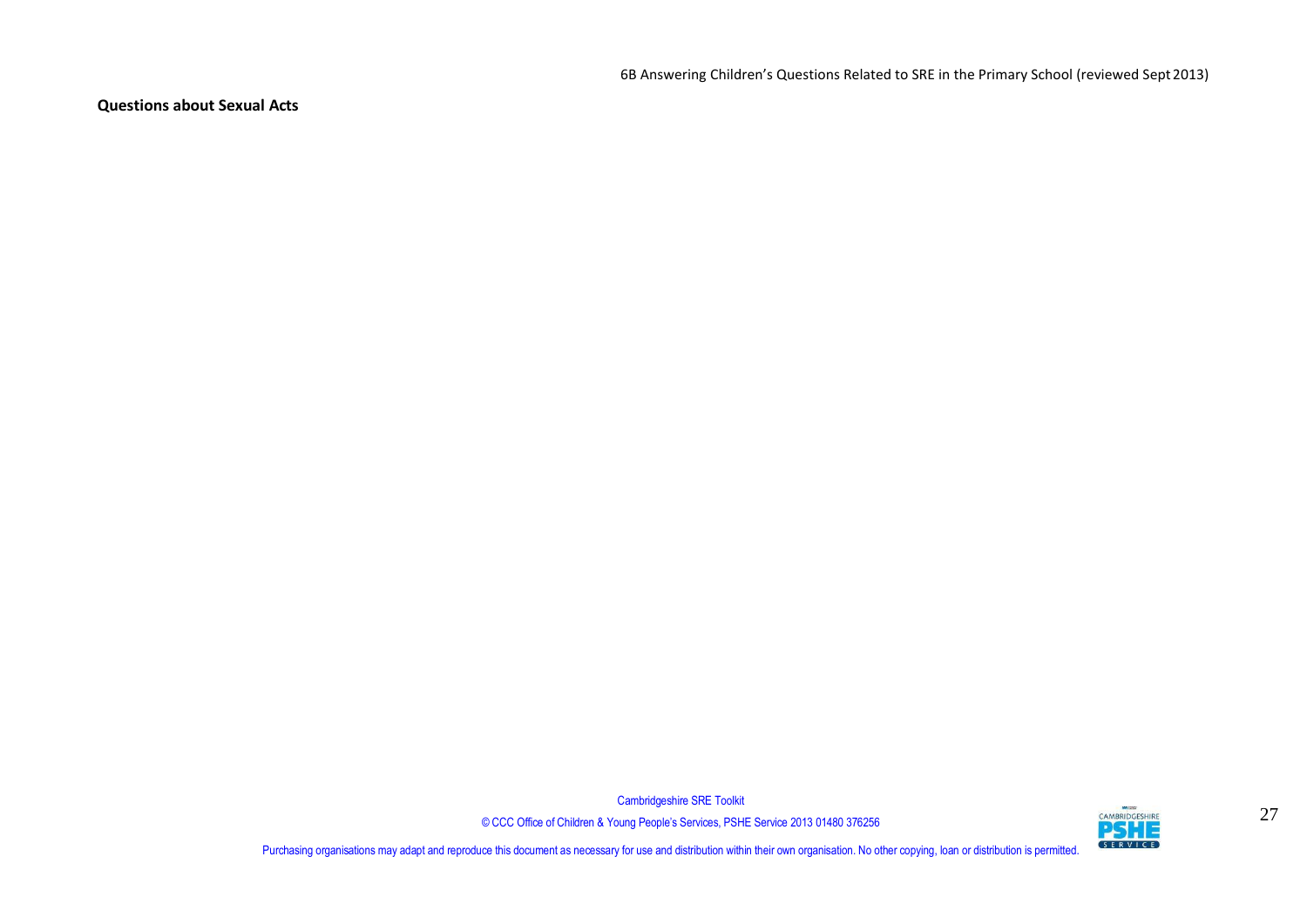**Questions about Sexual Acts**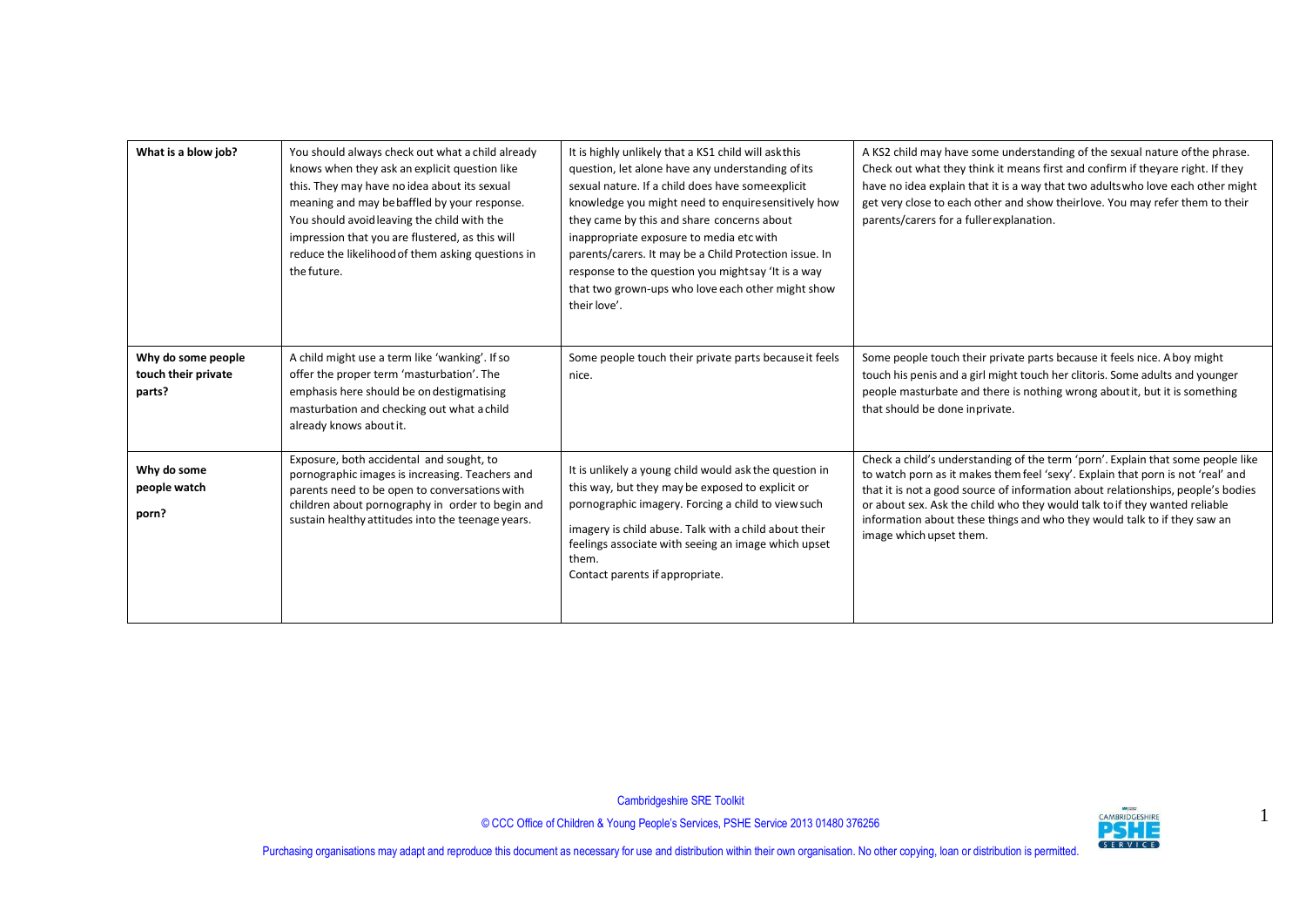| What is a blow job? | You should always check out what a child already knows when they ask an explicit question like this. They may have no idea about its sexual meaning and may be baffled by your response. You should avoid leaving the child with the impression that you are flustered, as this will reduce the likelihood of them asking questions in the future. | It is highly unlikely that a KS1 child will ask this question, let alone have any understanding of its sexual nature. If a child does have some explicit knowledge you might need to enquire sensitively how they came by this and share concerns about inappropriate exposure to media etc with parents/carers. It may be a Child Protection issue. In response to the question you might say 'It is a way that two grown-ups who love each other might show their love'. | A KS2 child may have some understanding of the sexual nature of the phrase. Check out what they think it means first and confirm if they are right. If they have no idea explain that it is a way that two adults who love each other might get very close to each other and show their love. You may refer them to their parents/carers for a fuller explanation. |
|---|---|---|---|
| **Why do some people touch their private parts?** | A child might use a term like 'wanking'. If so offer the proper term 'masturbation'. The emphasis here should be on destigmatising masturbation and checking out what a child already knows about it. | Some people touch their private parts because it feels nice. | Some people touch their private parts because it feels nice. A boy might touch his penis and a girl might touch her clitoris. Some adults and younger people masturbate and there is nothing wrong about it, but it is something that should be done in private. |
| **Why do some people watch porn?** | Exposure, both accidental and sought, to pornographic images is increasing. Teachers and parents need to be open to conversations with children about pornography in order to begin and sustain healthy attitudes into the teenage years. | It is unlikely a young child would ask the question in this way, but they may be exposed to explicit or pornographic imagery. Forcing a child to view such imagery is child abuse. Talk with a child about their feelings associate with seeing an image which upset them.<br>Contact parents if appropriate. | Check a child's understanding of the term 'porn'. Explain that some people like to watch porn as it makes them feel 'sexy'. Explain that porn is not 'real' and that it is not a good source of information about relationships, people's bodies or about sex. Ask the child who they would talk to if they wanted reliable information about these things and who they would talk to if they saw an image which upset them. |

Cambridgeshire SRE Toolkit

© CCC Office of Children & Young People's Services, PSHE Service 2013 01480 376256

Purchasing organisations may adapt and reproduce this document as necessary for use and distribution within their own organisation. No other copying, loan or distribution is permitted.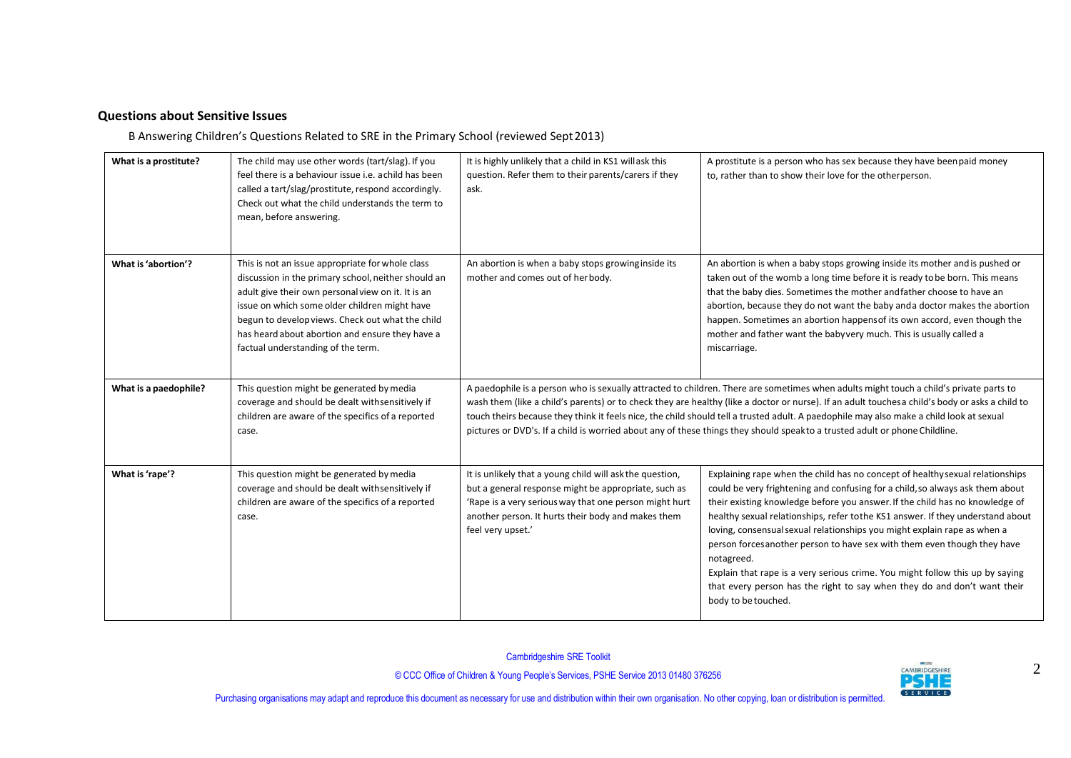## Questions about Sensitive Issues

B Answering Children's Questions Related to SRE in the Primary School (reviewed Sept 2013)

| | | | |
|---|---|---|---|
| **What is a prostitute?** | The child may use other words (tart/slag). If you feel there is a behaviour issue i.e. a child has been called a tart/slag/prostitute, respond accordingly. Check out what the child understands the term to mean, before answering. | It is highly unlikely that a child in KS1 will ask this question. Refer them to their parents/carers if they ask. | A prostitute is a person who has sex because they have been paid money to, rather than to show their love for the other person. |
| **What is 'abortion'?** | This is not an issue appropriate for whole class discussion in the primary school, neither should an adult give their own personal view on it. It is an issue on which some older children might have begun to develop views. Check out what the child has heard about abortion and ensure they have a factual understanding of the term. | An abortion is when a baby stops growing inside its mother and comes out of her body. | An abortion is when a baby stops growing inside its mother and is pushed or taken out of the womb a long time before it is ready to be born. This means that the baby dies. Sometimes the mother and father choose to have an abortion, because they do not want the baby and a doctor makes the abortion happen. Sometimes an abortion happens of its own accord, even though the mother and father want the baby very much. This is usually called a miscarriage. |
| **What is a paedophile?** | This question might be generated by media coverage and should be dealt with sensitively if children are aware of the specifics of a reported case. | A paedophile is a person who is sexually attracted to children. There are sometimes when adults might touch a child's private parts to wash them (like a child's parents) or to check they are healthy (like a doctor or nurse). If an adult touches a child's body or asks a child to touch theirs because they think it feels nice, the child should tell a trusted adult. A paedophile may also make a child look at sexual pictures or DVD's. If a child is worried about any of these things they should speak to a trusted adult or phone Childline. | |
| **What is 'rape'?** | This question might be generated by media coverage and should be dealt with sensitively if children are aware of the specifics of a reported case. | It is unlikely that a young child will ask the question, but a general response might be appropriate, such as 'Rape is a very serious way that one person might hurt another person. It hurts their body and makes them feel very upset.' | Explaining rape when the child has no concept of healthy sexual relationships could be very frightening and confusing for a child, so always ask them about their existing knowledge before you answer. If the child has no knowledge of healthy sexual relationships, refer to the KS1 answer. If they understand about loving, consensual sexual relationships you might explain rape as when a person forces another person to have sex with them even though they have not agreed.<br>Explain that rape is a very serious crime. You might follow this up by saying that every person has the right to say when they do and don't want their body to be touched. |

Cambridgeshire SRE Toolkit

© CCC Office of Children & Young People's Services, PSHE Service 2013 01480 376256

Purchasing organisations may adapt and reproduce this document as necessary for use and distribution within their own organisation. No other copying, loan or distribution is permitted.